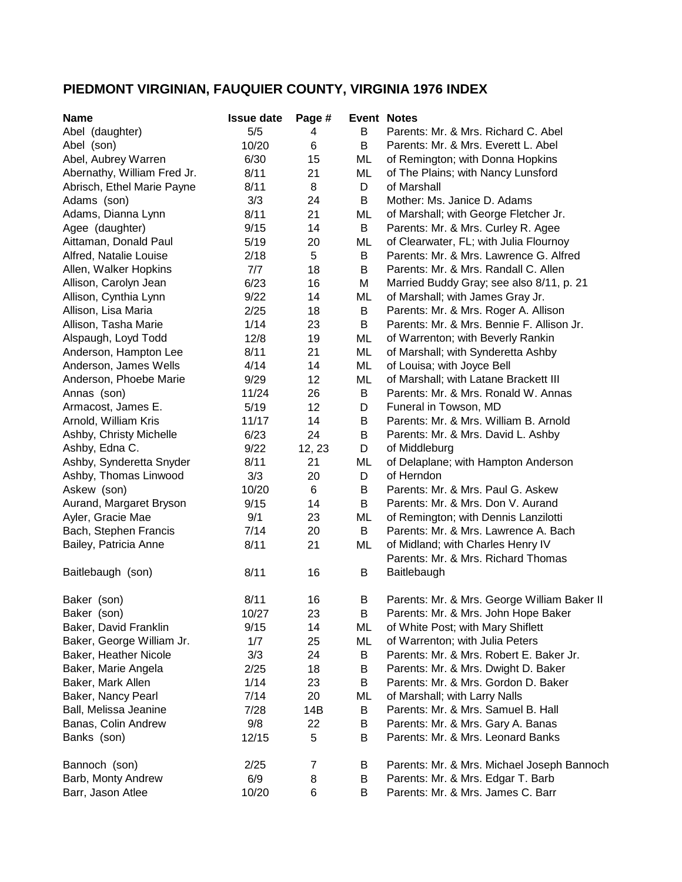# PIEDMONT VIRGINIAN, FAUQUIER COUNTY, VIRGINIA 1976 INDEX

| Name | Issue date | Page # | Event | Notes |
|---|---|---|---|---|
| Abel (daughter) | 5/5 | 4 | B | Parents: Mr. & Mrs. Richard C. Abel |
| Abel (son) | 10/20 | 6 | B | Parents: Mr. & Mrs. Everett L. Abel |
| Abel, Aubrey Warren | 6/30 | 15 | ML | of Remington; with Donna Hopkins |
| Abernathy, William Fred Jr. | 8/11 | 21 | ML | of The Plains; with Nancy Lunsford |
| Abrisch, Ethel Marie Payne | 8/11 | 8 | D | of Marshall |
| Adams (son) | 3/3 | 24 | B | Mother: Ms. Janice D. Adams |
| Adams, Dianna Lynn | 8/11 | 21 | ML | of Marshall; with George Fletcher Jr. |
| Agee (daughter) | 9/15 | 14 | B | Parents: Mr. & Mrs. Curley R. Agee |
| Aittaman, Donald Paul | 5/19 | 20 | ML | of Clearwater, FL; with Julia Flournoy |
| Alfred, Natalie Louise | 2/18 | 5 | B | Parents: Mr. & Mrs. Lawrence G. Alfred |
| Allen, Walker Hopkins | 7/7 | 18 | B | Parents: Mr. & Mrs. Randall C. Allen |
| Allison, Carolyn Jean | 6/23 | 16 | M | Married Buddy Gray; see also 8/11, p. 21 |
| Allison, Cynthia Lynn | 9/22 | 14 | ML | of Marshall; with James Gray Jr. |
| Allison, Lisa Maria | 2/25 | 18 | B | Parents: Mr. & Mrs. Roger A. Allison |
| Allison, Tasha Marie | 1/14 | 23 | B | Parents: Mr. & Mrs. Bennie F. Allison Jr. |
| Alspaugh, Loyd Todd | 12/8 | 19 | ML | of Warrenton; with Beverly Rankin |
| Anderson, Hampton Lee | 8/11 | 21 | ML | of Marshall; with Synderetta Ashby |
| Anderson, James Wells | 4/14 | 14 | ML | of Louisa; with Joyce Bell |
| Anderson, Phoebe Marie | 9/29 | 12 | ML | of Marshall; with Latane Brackett III |
| Annas (son) | 11/24 | 26 | B | Parents: Mr. & Mrs. Ronald W. Annas |
| Armacost, James E. | 5/19 | 12 | D | Funeral in Towson, MD |
| Arnold, William Kris | 11/17 | 14 | B | Parents: Mr. & Mrs. William B. Arnold |
| Ashby, Christy Michelle | 6/23 | 24 | B | Parents: Mr. & Mrs. David L. Ashby |
| Ashby, Edna C. | 9/22 | 12, 23 | D | of Middleburg |
| Ashby, Synderetta Snyder | 8/11 | 21 | ML | of Delaplane; with Hampton Anderson |
| Ashby, Thomas Linwood | 3/3 | 20 | D | of Herndon |
| Askew (son) | 10/20 | 6 | B | Parents: Mr. & Mrs. Paul G. Askew |
| Aurand, Margaret Bryson | 9/15 | 14 | B | Parents: Mr. & Mrs. Don V. Aurand |
| Ayler, Gracie Mae | 9/1 | 23 | ML | of Remington; with Dennis Lanzilotti |
| Bach, Stephen Francis | 7/14 | 20 | B | Parents: Mr. & Mrs. Lawrence A. Bach |
| Bailey, Patricia Anne | 8/11 | 21 | ML | of Midland; with Charles Henry IV |
| Baitlebaugh (son) | 8/11 | 16 | B | Parents: Mr. & Mrs. Richard Thomas Baitlebaugh |
| Baker (son) | 8/11 | 16 | B | Parents: Mr. & Mrs. George William Baker II |
| Baker (son) | 10/27 | 23 | B | Parents: Mr. & Mrs. John Hope Baker |
| Baker, David Franklin | 9/15 | 14 | ML | of White Post; with Mary Shiflett |
| Baker, George William Jr. | 1/7 | 25 | ML | of Warrenton; with Julia Peters |
| Baker, Heather Nicole | 3/3 | 24 | B | Parents: Mr. & Mrs. Robert E. Baker Jr. |
| Baker, Marie Angela | 2/25 | 18 | B | Parents: Mr. & Mrs. Dwight D. Baker |
| Baker, Mark Allen | 1/14 | 23 | B | Parents: Mr. & Mrs. Gordon D. Baker |
| Baker, Nancy Pearl | 7/14 | 20 | ML | of Marshall; with Larry Nalls |
| Ball, Melissa Jeanine | 7/28 | 14B | B | Parents: Mr. & Mrs. Samuel B. Hall |
| Banas, Colin Andrew | 9/8 | 22 | B | Parents: Mr. & Mrs. Gary A. Banas |
| Banks (son) | 12/15 | 5 | B | Parents: Mr. & Mrs. Leonard Banks |
| Bannoch (son) | 2/25 | 7 | B | Parents: Mr. & Mrs. Michael Joseph Bannoch |
| Barb, Monty Andrew | 6/9 | 8 | B | Parents: Mr. & Mrs. Edgar T. Barb |
| Barr, Jason Atlee | 10/20 | 6 | B | Parents: Mr. & Mrs. James C. Barr |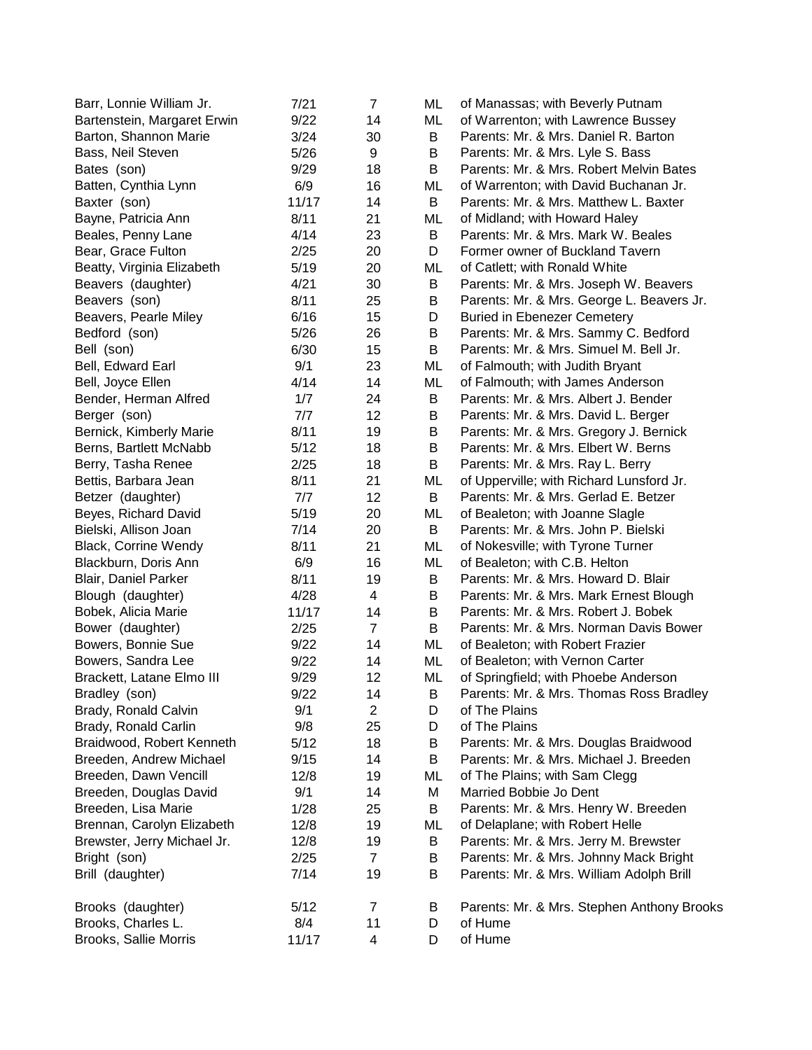| | | | | |
|---|---|---|---|---|
| Barr, Lonnie William Jr. | 7/21 | 7 | ML | of Manassas; with Beverly Putnam |
| Bartenstein, Margaret Erwin | 9/22 | 14 | ML | of Warrenton; with Lawrence Bussey |
| Barton, Shannon Marie | 3/24 | 30 | B | Parents: Mr. & Mrs. Daniel R. Barton |
| Bass, Neil Steven | 5/26 | 9 | B | Parents: Mr. & Mrs. Lyle S. Bass |
| Bates (son) | 9/29 | 18 | B | Parents: Mr. & Mrs. Robert Melvin Bates |
| Batten, Cynthia Lynn | 6/9 | 16 | ML | of Warrenton; with David Buchanan Jr. |
| Baxter (son) | 11/17 | 14 | B | Parents: Mr. & Mrs. Matthew L. Baxter |
| Bayne, Patricia Ann | 8/11 | 21 | ML | of Midland; with Howard Haley |
| Beales, Penny Lane | 4/14 | 23 | B | Parents: Mr. & Mrs. Mark W. Beales |
| Bear, Grace Fulton | 2/25 | 20 | D | Former owner of Buckland Tavern |
| Beatty, Virginia Elizabeth | 5/19 | 20 | ML | of Catlett; with Ronald White |
| Beavers (daughter) | 4/21 | 30 | B | Parents: Mr. & Mrs. Joseph W. Beavers |
| Beavers (son) | 8/11 | 25 | B | Parents: Mr. & Mrs. George L. Beavers Jr. |
| Beavers, Pearle Miley | 6/16 | 15 | D | Buried in Ebenezer Cemetery |
| Bedford (son) | 5/26 | 26 | B | Parents: Mr. & Mrs. Sammy C. Bedford |
| Bell (son) | 6/30 | 15 | B | Parents: Mr. & Mrs. Simuel M. Bell Jr. |
| Bell, Edward Earl | 9/1 | 23 | ML | of Falmouth; with Judith Bryant |
| Bell, Joyce Ellen | 4/14 | 14 | ML | of Falmouth; with James Anderson |
| Bender, Herman Alfred | 1/7 | 24 | B | Parents: Mr. & Mrs. Albert J. Bender |
| Berger (son) | 7/7 | 12 | B | Parents: Mr. & Mrs. David L. Berger |
| Bernick, Kimberly Marie | 8/11 | 19 | B | Parents: Mr. & Mrs. Gregory J. Bernick |
| Berns, Bartlett McNabb | 5/12 | 18 | B | Parents: Mr. & Mrs. Elbert W. Berns |
| Berry, Tasha Renee | 2/25 | 18 | B | Parents: Mr. & Mrs. Ray L. Berry |
| Bettis, Barbara Jean | 8/11 | 21 | ML | of Upperville; with Richard Lunsford Jr. |
| Betzer (daughter) | 7/7 | 12 | B | Parents: Mr. & Mrs. Gerlad E. Betzer |
| Beyes, Richard David | 5/19 | 20 | ML | of Bealeton; with Joanne Slagle |
| Bielski, Allison Joan | 7/14 | 20 | B | Parents: Mr. & Mrs. John P. Bielski |
| Black, Corrine Wendy | 8/11 | 21 | ML | of Nokesville; with Tyrone Turner |
| Blackburn, Doris Ann | 6/9 | 16 | ML | of Bealeton; with C.B. Helton |
| Blair, Daniel Parker | 8/11 | 19 | B | Parents: Mr. & Mrs. Howard D. Blair |
| Blough (daughter) | 4/28 | 4 | B | Parents: Mr. & Mrs. Mark Ernest Blough |
| Bobek, Alicia Marie | 11/17 | 14 | B | Parents: Mr. & Mrs. Robert J. Bobek |
| Bower (daughter) | 2/25 | 7 | B | Parents: Mr. & Mrs. Norman Davis Bower |
| Bowers, Bonnie Sue | 9/22 | 14 | ML | of Bealeton; with Robert Frazier |
| Bowers, Sandra Lee | 9/22 | 14 | ML | of Bealeton; with Vernon Carter |
| Brackett, Latane Elmo III | 9/29 | 12 | ML | of Springfield; with Phoebe Anderson |
| Bradley (son) | 9/22 | 14 | B | Parents: Mr. & Mrs. Thomas Ross Bradley |
| Brady, Ronald Calvin | 9/1 | 2 | D | of The Plains |
| Brady, Ronald Carlin | 9/8 | 25 | D | of The Plains |
| Braidwood, Robert Kenneth | 5/12 | 18 | B | Parents: Mr. & Mrs. Douglas Braidwood |
| Breeden, Andrew Michael | 9/15 | 14 | B | Parents: Mr. & Mrs. Michael J. Breeden |
| Breeden, Dawn Vencill | 12/8 | 19 | ML | of The Plains; with Sam Clegg |
| Breeden, Douglas David | 9/1 | 14 | M | Married Bobbie Jo Dent |
| Breeden, Lisa Marie | 1/28 | 25 | B | Parents: Mr. & Mrs. Henry W. Breeden |
| Brennan, Carolyn Elizabeth | 12/8 | 19 | ML | of Delaplane; with Robert Helle |
| Brewster, Jerry Michael Jr. | 12/8 | 19 | B | Parents: Mr. & Mrs. Jerry M. Brewster |
| Bright (son) | 2/25 | 7 | B | Parents: Mr. & Mrs. Johnny Mack Bright |
| Brill (daughter) | 7/14 | 19 | B | Parents: Mr. & Mrs. William Adolph Brill |
| Brooks (daughter) | 5/12 | 7 | B | Parents: Mr. & Mrs. Stephen Anthony Brooks |
| Brooks, Charles L. | 8/4 | 11 | D | of Hume |
| Brooks, Sallie Morris | 11/17 | 4 | D | of Hume |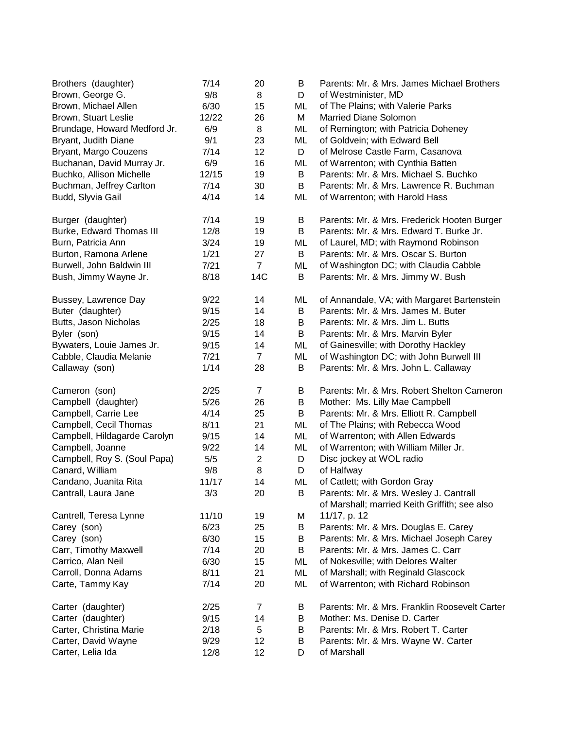| | | | | |
|---|---|---|---|---|
| Brothers (daughter) | 7/14 | 20 | B | Parents: Mr. & Mrs. James Michael Brothers |
| Brown, George G. | 9/8 | 8 | D | of Westminister, MD |
| Brown, Michael Allen | 6/30 | 15 | ML | of The Plains; with Valerie Parks |
| Brown, Stuart Leslie | 12/22 | 26 | M | Married Diane Solomon |
| Brundage, Howard Medford Jr. | 6/9 | 8 | ML | of Remington; with Patricia Doheney |
| Bryant, Judith Diane | 9/1 | 23 | ML | of Goldvein; with Edward Bell |
| Bryant, Margo Couzens | 7/14 | 12 | D | of Melrose Castle Farm, Casanova |
| Buchanan, David Murray Jr. | 6/9 | 16 | ML | of Warrenton; with Cynthia Batten |
| Buchko, Allison Michelle | 12/15 | 19 | B | Parents: Mr. & Mrs. Michael S. Buchko |
| Buchman, Jeffrey Carlton | 7/14 | 30 | B | Parents: Mr. & Mrs. Lawrence R. Buchman |
| Budd, Slyvia Gail | 4/14 | 14 | ML | of Warrenton; with Harold Hass |
| Burger (daughter) | 7/14 | 19 | B | Parents: Mr. & Mrs. Frederick Hooten Burger |
| Burke, Edward Thomas III | 12/8 | 19 | B | Parents: Mr. & Mrs. Edward T. Burke Jr. |
| Burn, Patricia Ann | 3/24 | 19 | ML | of Laurel, MD; with Raymond Robinson |
| Burton, Ramona Arlene | 1/21 | 27 | B | Parents: Mr. & Mrs. Oscar S. Burton |
| Burwell, John Baldwin III | 7/21 | 7 | ML | of Washington DC; with Claudia Cabble |
| Bush, Jimmy Wayne Jr. | 8/18 | 14C | B | Parents: Mr. & Mrs. Jimmy W. Bush |
| Bussey, Lawrence Day | 9/22 | 14 | ML | of Annandale, VA; with Margaret Bartenstein |
| Buter (daughter) | 9/15 | 14 | B | Parents: Mr. & Mrs. James M. Buter |
| Butts, Jason Nicholas | 2/25 | 18 | B | Parents: Mr. & Mrs. Jim L. Butts |
| Byler (son) | 9/15 | 14 | B | Parents: Mr. & Mrs. Marvin Byler |
| Bywaters, Louie James Jr. | 9/15 | 14 | ML | of Gainesville; with Dorothy Hackley |
| Cabble, Claudia Melanie | 7/21 | 7 | ML | of Washington DC; with John Burwell III |
| Callaway (son) | 1/14 | 28 | B | Parents: Mr. & Mrs. John L. Callaway |
| Cameron (son) | 2/25 | 7 | B | Parents: Mr. & Mrs. Robert Shelton Cameron |
| Campbell (daughter) | 5/26 | 26 | B | Mother: Ms. Lilly Mae Campbell |
| Campbell, Carrie Lee | 4/14 | 25 | B | Parents: Mr. & Mrs. Elliott R. Campbell |
| Campbell, Cecil Thomas | 8/11 | 21 | ML | of The Plains; with Rebecca Wood |
| Campbell, Hildagarde Carolyn | 9/15 | 14 | ML | of Warrenton; with Allen Edwards |
| Campbell, Joanne | 9/22 | 14 | ML | of Warrenton; with William Miller Jr. |
| Campbell, Roy S. (Soul Papa) | 5/5 | 2 | D | Disc jockey at WOL radio |
| Canard, William | 9/8 | 8 | D | of Halfway |
| Candano, Juanita Rita | 11/17 | 14 | ML | of Catlett; with Gordon Gray |
| Cantrall, Laura Jane | 3/3 | 20 | B | Parents: Mr. & Mrs. Wesley J. Cantrall |
| Cantrell, Teresa Lynne | 11/10 | 19 | M | of Marshall; married Keith Griffith; see also 11/17, p. 12 |
| Carey (son) | 6/23 | 25 | B | Parents: Mr. & Mrs. Douglas E. Carey |
| Carey (son) | 6/30 | 15 | B | Parents: Mr. & Mrs. Michael Joseph Carey |
| Carr, Timothy Maxwell | 7/14 | 20 | B | Parents: Mr. & Mrs. James C. Carr |
| Carrico, Alan Neil | 6/30 | 15 | ML | of Nokesville; with Delores Walter |
| Carroll, Donna Adams | 8/11 | 21 | ML | of Marshall; with Reginald Glascock |
| Carte, Tammy Kay | 7/14 | 20 | ML | of Warrenton; with Richard Robinson |
| Carter (daughter) | 2/25 | 7 | B | Parents: Mr. & Mrs. Franklin Roosevelt Carter |
| Carter (daughter) | 9/15 | 14 | B | Mother: Ms. Denise D. Carter |
| Carter, Christina Marie | 2/18 | 5 | B | Parents: Mr. & Mrs. Robert T. Carter |
| Carter, David Wayne | 9/29 | 12 | B | Parents: Mr. & Mrs. Wayne W. Carter |
| Carter, Lelia Ida | 12/8 | 12 | D | of Marshall |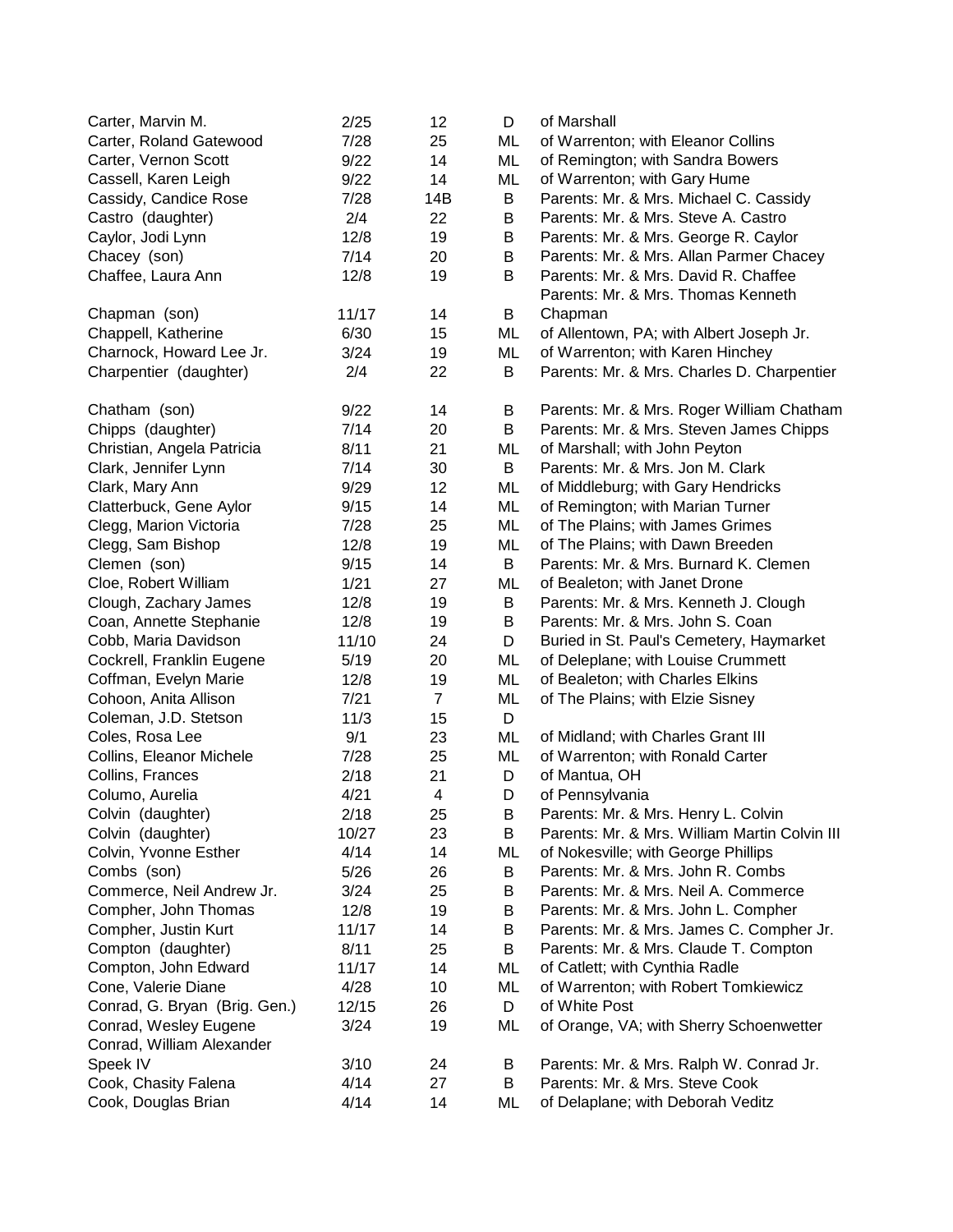| | | | | |
|---|---|---|---|---|
| Carter, Marvin M. | 2/25 | 12 | D | of Marshall |
| Carter, Roland Gatewood | 7/28 | 25 | ML | of Warrenton; with Eleanor Collins |
| Carter, Vernon Scott | 9/22 | 14 | ML | of Remington; with Sandra Bowers |
| Cassell, Karen Leigh | 9/22 | 14 | ML | of Warrenton; with Gary Hume |
| Cassidy, Candice Rose | 7/28 | 14B | B | Parents: Mr. & Mrs. Michael C. Cassidy |
| Castro (daughter) | 2/4 | 22 | B | Parents: Mr. & Mrs. Steve A. Castro |
| Caylor, Jodi Lynn | 12/8 | 19 | B | Parents: Mr. & Mrs. George R. Caylor |
| Chacey (son) | 7/14 | 20 | B | Parents: Mr. & Mrs. Allan Parmer Chacey |
| Chaffee, Laura Ann | 12/8 | 19 | B | Parents: Mr. & Mrs. David R. Chaffee |
| Chapman (son) | 11/17 | 14 | B | Parents: Mr. & Mrs. Thomas Kenneth Chapman |
| Chappell, Katherine | 6/30 | 15 | ML | of Allentown, PA; with Albert Joseph Jr. |
| Charnock, Howard Lee Jr. | 3/24 | 19 | ML | of Warrenton; with Karen Hinchey |
| Charpentier (daughter) | 2/4 | 22 | B | Parents: Mr. & Mrs. Charles D. Charpentier |
| Chatham (son) | 9/22 | 14 | B | Parents: Mr. & Mrs. Roger William Chatham |
| Chipps (daughter) | 7/14 | 20 | B | Parents: Mr. & Mrs. Steven James Chipps |
| Christian, Angela Patricia | 8/11 | 21 | ML | of Marshall; with John Peyton |
| Clark, Jennifer Lynn | 7/14 | 30 | B | Parents: Mr. & Mrs. Jon M. Clark |
| Clark, Mary Ann | 9/29 | 12 | ML | of Middleburg; with Gary Hendricks |
| Clatterbuck, Gene Aylor | 9/15 | 14 | ML | of Remington; with Marian Turner |
| Clegg, Marion Victoria | 7/28 | 25 | ML | of The Plains; with James Grimes |
| Clegg, Sam Bishop | 12/8 | 19 | ML | of The Plains; with Dawn Breeden |
| Clemen (son) | 9/15 | 14 | B | Parents: Mr. & Mrs. Burnard K. Clemen |
| Cloe, Robert William | 1/21 | 27 | ML | of Bealeton; with Janet Drone |
| Clough, Zachary James | 12/8 | 19 | B | Parents: Mr. & Mrs. Kenneth J. Clough |
| Coan, Annette Stephanie | 12/8 | 19 | B | Parents: Mr. & Mrs. John S. Coan |
| Cobb, Maria Davidson | 11/10 | 24 | D | Buried in St. Paul's Cemetery, Haymarket |
| Cockrell, Franklin Eugene | 5/19 | 20 | ML | of Deleplane; with Louise Crummett |
| Coffman, Evelyn Marie | 12/8 | 19 | ML | of Bealeton; with Charles Elkins |
| Cohoon, Anita Allison | 7/21 | 7 | ML | of The Plains; with Elzie Sisney |
| Coleman, J.D. Stetson | 11/3 | 15 | D | |
| Coles, Rosa Lee | 9/1 | 23 | ML | of Midland; with Charles Grant III |
| Collins, Eleanor Michele | 7/28 | 25 | ML | of Warrenton; with Ronald Carter |
| Collins, Frances | 2/18 | 21 | D | of Mantua, OH |
| Columo, Aurelia | 4/21 | 4 | D | of Pennsylvania |
| Colvin (daughter) | 2/18 | 25 | B | Parents: Mr. & Mrs. Henry L. Colvin |
| Colvin (daughter) | 10/27 | 23 | B | Parents: Mr. & Mrs. William Martin Colvin III |
| Colvin, Yvonne Esther | 4/14 | 14 | ML | of Nokesville; with George Phillips |
| Combs (son) | 5/26 | 26 | B | Parents: Mr. & Mrs. John R. Combs |
| Commerce, Neil Andrew Jr. | 3/24 | 25 | B | Parents: Mr. & Mrs. Neil A. Commerce |
| Compher, John Thomas | 12/8 | 19 | B | Parents: Mr. & Mrs. John L. Compher |
| Compher, Justin Kurt | 11/17 | 14 | B | Parents: Mr. & Mrs. James C. Compher Jr. |
| Compton (daughter) | 8/11 | 25 | B | Parents: Mr. & Mrs. Claude T. Compton |
| Compton, John Edward | 11/17 | 14 | ML | of Catlett; with Cynthia Radle |
| Cone, Valerie Diane | 4/28 | 10 | ML | of Warrenton; with Robert Tomkiewicz |
| Conrad, G. Bryan (Brig. Gen.) | 12/15 | 26 | D | of White Post |
| Conrad, Wesley Eugene | 3/24 | 19 | ML | of Orange, VA; with Sherry Schoenwetter |
| Conrad, William Alexander Speek IV | 3/10 | 24 | B | Parents: Mr. & Mrs. Ralph W. Conrad Jr. |
| Cook, Chasity Falena | 4/14 | 27 | B | Parents: Mr. & Mrs. Steve Cook |
| Cook, Douglas Brian | 4/14 | 14 | ML | of Delaplane; with Deborah Veditz |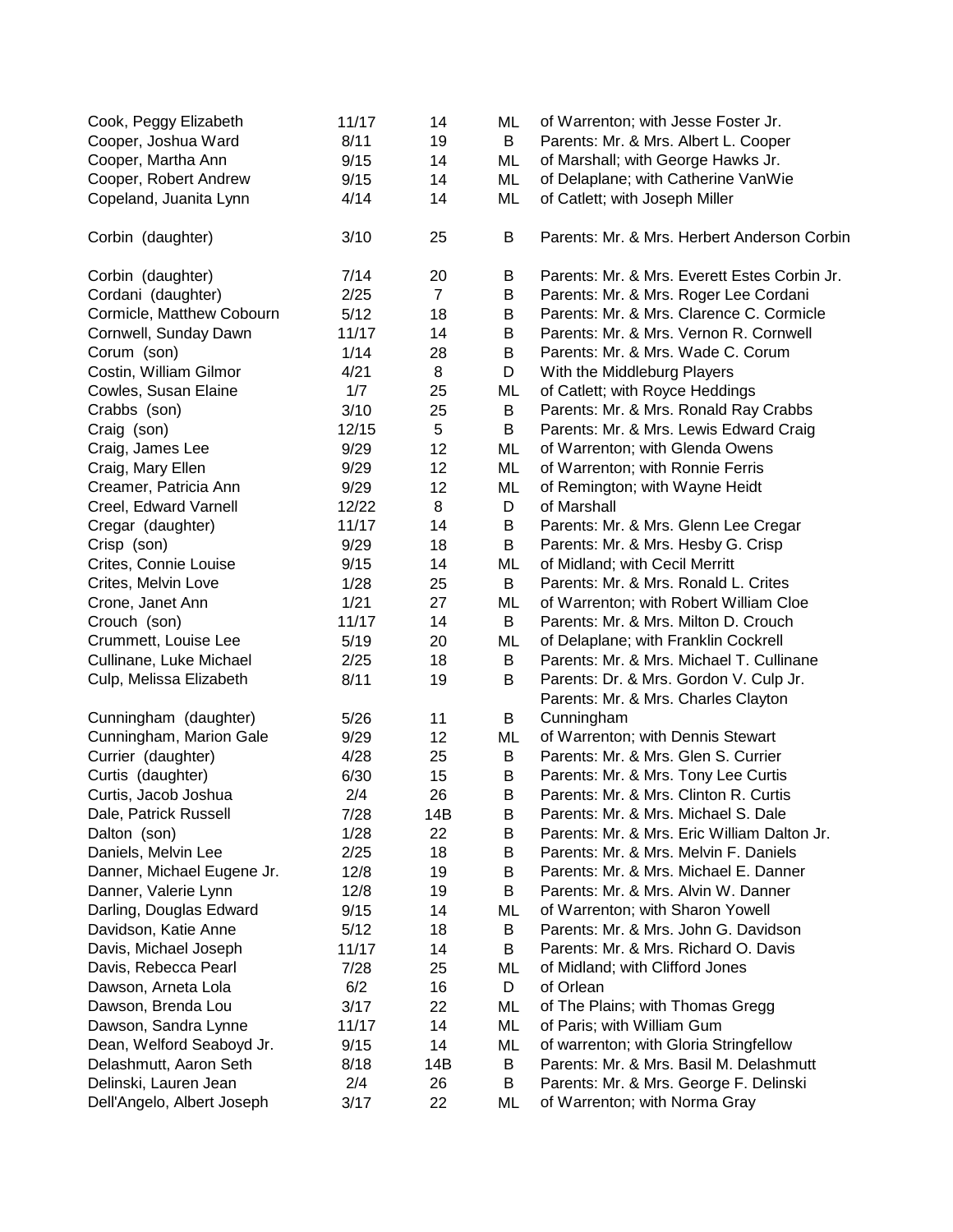| | | | | |
|---|---|---|---|---|
| Cook, Peggy Elizabeth | 11/17 | 14 | ML | of Warrenton; with Jesse Foster Jr. |
| Cooper, Joshua Ward | 8/11 | 19 | B | Parents: Mr. & Mrs. Albert L. Cooper |
| Cooper, Martha Ann | 9/15 | 14 | ML | of Marshall; with George Hawks Jr. |
| Cooper, Robert Andrew | 9/15 | 14 | ML | of Delaplane; with Catherine VanWie |
| Copeland, Juanita Lynn | 4/14 | 14 | ML | of Catlett; with Joseph Miller |
| Corbin (daughter) | 3/10 | 25 | B | Parents: Mr. & Mrs. Herbert Anderson Corbin |
| Corbin (daughter) | 7/14 | 20 | B | Parents: Mr. & Mrs. Everett Estes Corbin Jr. |
| Cordani (daughter) | 2/25 | 7 | B | Parents: Mr. & Mrs. Roger Lee Cordani |
| Cormicle, Matthew Cobourn | 5/12 | 18 | B | Parents: Mr. & Mrs. Clarence C. Cormicle |
| Cornwell, Sunday Dawn | 11/17 | 14 | B | Parents: Mr. & Mrs. Vernon R. Cornwell |
| Corum (son) | 1/14 | 28 | B | Parents: Mr. & Mrs. Wade C. Corum |
| Costin, William Gilmor | 4/21 | 8 | D | With the Middleburg Players |
| Cowles, Susan Elaine | 1/7 | 25 | ML | of Catlett; with Royce Heddings |
| Crabbs (son) | 3/10 | 25 | B | Parents: Mr. & Mrs. Ronald Ray Crabbs |
| Craig (son) | 12/15 | 5 | B | Parents: Mr. & Mrs. Lewis Edward Craig |
| Craig, James Lee | 9/29 | 12 | ML | of Warrenton; with Glenda Owens |
| Craig, Mary Ellen | 9/29 | 12 | ML | of Warrenton; with Ronnie Ferris |
| Creamer, Patricia Ann | 9/29 | 12 | ML | of Remington; with Wayne Heidt |
| Creel, Edward Varnell | 12/22 | 8 | D | of Marshall |
| Cregar (daughter) | 11/17 | 14 | B | Parents: Mr. & Mrs. Glenn Lee Cregar |
| Crisp (son) | 9/29 | 18 | B | Parents: Mr. & Mrs. Hesby G. Crisp |
| Crites, Connie Louise | 9/15 | 14 | ML | of Midland; with Cecil Merritt |
| Crites, Melvin Love | 1/28 | 25 | B | Parents: Mr. & Mrs. Ronald L. Crites |
| Crone, Janet Ann | 1/21 | 27 | ML | of Warrenton; with Robert William Cloe |
| Crouch (son) | 11/17 | 14 | B | Parents: Mr. & Mrs. Milton D. Crouch |
| Crummett, Louise Lee | 5/19 | 20 | ML | of Delaplane; with Franklin Cockrell |
| Cullinane, Luke Michael | 2/25 | 18 | B | Parents: Mr. & Mrs. Michael T. Cullinane |
| Culp, Melissa Elizabeth | 8/11 | 19 | B | Parents: Dr. & Mrs. Gordon V. Culp Jr. |
| Cunningham (daughter) | 5/26 | 11 | B | Parents: Mr. & Mrs. Charles Clayton Cunningham |
| Cunningham, Marion Gale | 9/29 | 12 | ML | of Warrenton; with Dennis Stewart |
| Currier (daughter) | 4/28 | 25 | B | Parents: Mr. & Mrs. Glen S. Currier |
| Curtis (daughter) | 6/30 | 15 | B | Parents: Mr. & Mrs. Tony Lee Curtis |
| Curtis, Jacob Joshua | 2/4 | 26 | B | Parents: Mr. & Mrs. Clinton R. Curtis |
| Dale, Patrick Russell | 7/28 | 14B | B | Parents: Mr. & Mrs. Michael S. Dale |
| Dalton (son) | 1/28 | 22 | B | Parents: Mr. & Mrs. Eric William Dalton Jr. |
| Daniels, Melvin Lee | 2/25 | 18 | B | Parents: Mr. & Mrs. Melvin F. Daniels |
| Danner, Michael Eugene Jr. | 12/8 | 19 | B | Parents: Mr. & Mrs. Michael E. Danner |
| Danner, Valerie Lynn | 12/8 | 19 | B | Parents: Mr. & Mrs. Alvin W. Danner |
| Darling, Douglas Edward | 9/15 | 14 | ML | of Warrenton; with Sharon Yowell |
| Davidson, Katie Anne | 5/12 | 18 | B | Parents: Mr. & Mrs. John G. Davidson |
| Davis, Michael Joseph | 11/17 | 14 | B | Parents: Mr. & Mrs. Richard O. Davis |
| Davis, Rebecca Pearl | 7/28 | 25 | ML | of Midland; with Clifford Jones |
| Dawson, Arneta Lola | 6/2 | 16 | D | of Orlean |
| Dawson, Brenda Lou | 3/17 | 22 | ML | of The Plains; with Thomas Gregg |
| Dawson, Sandra Lynne | 11/17 | 14 | ML | of Paris; with William Gum |
| Dean, Welford Seaboyd Jr. | 9/15 | 14 | ML | of warrenton; with Gloria Stringfellow |
| Delashmutt, Aaron Seth | 8/18 | 14B | B | Parents: Mr. & Mrs. Basil M. Delashmutt |
| Delinski, Lauren Jean | 2/4 | 26 | B | Parents: Mr. & Mrs. George F. Delinski |
| Dell'Angelo, Albert Joseph | 3/17 | 22 | ML | of Warrenton; with Norma Gray |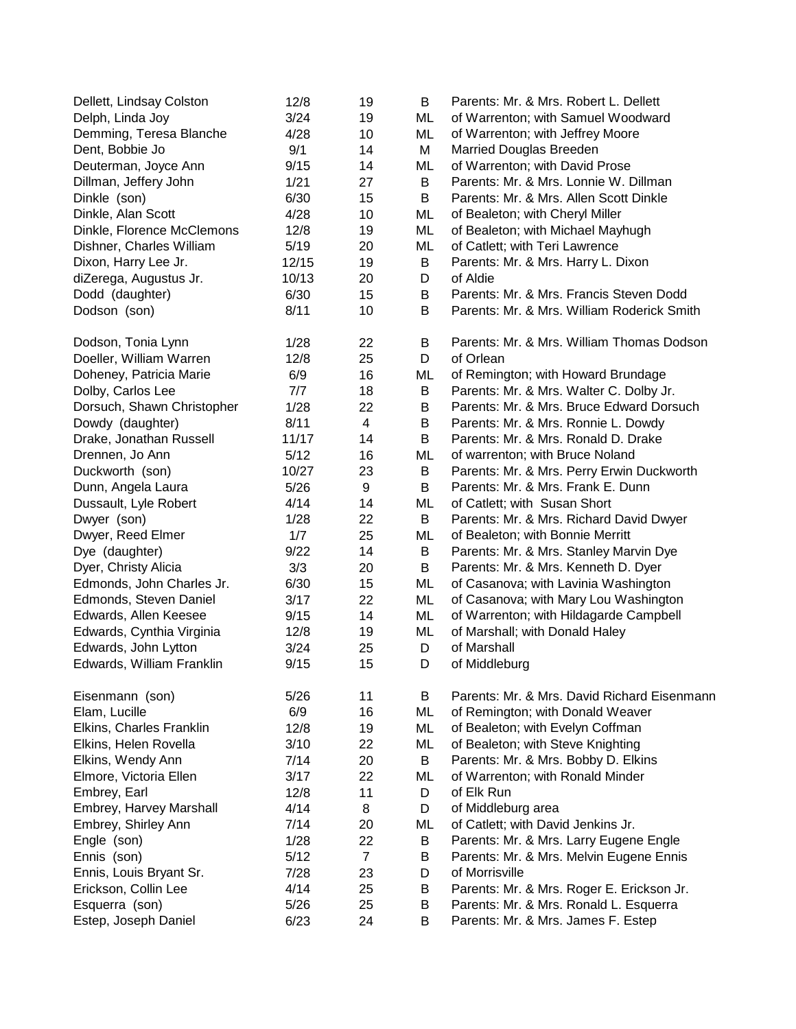| | | | | |
|---|---|---|---|---|
| Dellett, Lindsay Colston | 12/8 | 19 | B | Parents: Mr. & Mrs. Robert L. Dellett |
| Delph, Linda Joy | 3/24 | 19 | ML | of Warrenton; with Samuel Woodward |
| Demming, Teresa Blanche | 4/28 | 10 | ML | of Warrenton; with Jeffrey Moore |
| Dent, Bobbie Jo | 9/1 | 14 | M | Married Douglas Breeden |
| Deuterman, Joyce Ann | 9/15 | 14 | ML | of Warrenton; with David Prose |
| Dillman, Jeffery John | 1/21 | 27 | B | Parents: Mr. & Mrs. Lonnie W. Dillman |
| Dinkle (son) | 6/30 | 15 | B | Parents: Mr. & Mrs. Allen Scott Dinkle |
| Dinkle, Alan Scott | 4/28 | 10 | ML | of Bealeton; with Cheryl Miller |
| Dinkle, Florence McClemons | 12/8 | 19 | ML | of Bealeton; with Michael Mayhugh |
| Dishner, Charles William | 5/19 | 20 | ML | of Catlett; with Teri Lawrence |
| Dixon, Harry Lee Jr. | 12/15 | 19 | B | Parents: Mr. & Mrs. Harry L. Dixon |
| diZerega, Augustus Jr. | 10/13 | 20 | D | of Aldie |
| Dodd (daughter) | 6/30 | 15 | B | Parents: Mr. & Mrs. Francis Steven Dodd |
| Dodson (son) | 8/11 | 10 | B | Parents: Mr. & Mrs. William Roderick Smith |
| Dodson, Tonia Lynn | 1/28 | 22 | B | Parents: Mr. & Mrs. William Thomas Dodson |
| Doeller, William Warren | 12/8 | 25 | D | of Orlean |
| Doheney, Patricia Marie | 6/9 | 16 | ML | of Remington; with Howard Brundage |
| Dolby, Carlos Lee | 7/7 | 18 | B | Parents: Mr. & Mrs. Walter C. Dolby Jr. |
| Dorsuch, Shawn Christopher | 1/28 | 22 | B | Parents: Mr. & Mrs. Bruce Edward Dorsuch |
| Dowdy (daughter) | 8/11 | 4 | B | Parents: Mr. & Mrs. Ronnie L. Dowdy |
| Drake, Jonathan Russell | 11/17 | 14 | B | Parents: Mr. & Mrs. Ronald D. Drake |
| Drennen, Jo Ann | 5/12 | 16 | ML | of warrenton; with Bruce Noland |
| Duckworth (son) | 10/27 | 23 | B | Parents: Mr. & Mrs. Perry Erwin Duckworth |
| Dunn, Angela Laura | 5/26 | 9 | B | Parents: Mr. & Mrs. Frank E. Dunn |
| Dussault, Lyle Robert | 4/14 | 14 | ML | of Catlett; with Susan Short |
| Dwyer (son) | 1/28 | 22 | B | Parents: Mr. & Mrs. Richard David Dwyer |
| Dwyer, Reed Elmer | 1/7 | 25 | ML | of Bealeton; with Bonnie Merritt |
| Dye (daughter) | 9/22 | 14 | B | Parents: Mr. & Mrs. Stanley Marvin Dye |
| Dyer, Christy Alicia | 3/3 | 20 | B | Parents: Mr. & Mrs. Kenneth D. Dyer |
| Edmonds, John Charles Jr. | 6/30 | 15 | ML | of Casanova; with Lavinia Washington |
| Edmonds, Steven Daniel | 3/17 | 22 | ML | of Casanova; with Mary Lou Washington |
| Edwards, Allen Keesee | 9/15 | 14 | ML | of Warrenton; with Hildagarde Campbell |
| Edwards, Cynthia Virginia | 12/8 | 19 | ML | of Marshall; with Donald Haley |
| Edwards, John Lytton | 3/24 | 25 | D | of Marshall |
| Edwards, William Franklin | 9/15 | 15 | D | of Middleburg |
| Eisenmann (son) | 5/26 | 11 | B | Parents: Mr. & Mrs. David Richard Eisenmann |
| Elam, Lucille | 6/9 | 16 | ML | of Remington; with Donald Weaver |
| Elkins, Charles Franklin | 12/8 | 19 | ML | of Bealeton; with Evelyn Coffman |
| Elkins, Helen Rovella | 3/10 | 22 | ML | of Bealeton; with Steve Knighting |
| Elkins, Wendy Ann | 7/14 | 20 | B | Parents: Mr. & Mrs. Bobby D. Elkins |
| Elmore, Victoria Ellen | 3/17 | 22 | ML | of Warrenton; with Ronald Minder |
| Embrey, Earl | 12/8 | 11 | D | of Elk Run |
| Embrey, Harvey Marshall | 4/14 | 8 | D | of Middleburg area |
| Embrey, Shirley Ann | 7/14 | 20 | ML | of Catlett; with David Jenkins Jr. |
| Engle (son) | 1/28 | 22 | B | Parents: Mr. & Mrs. Larry Eugene Engle |
| Ennis (son) | 5/12 | 7 | B | Parents: Mr. & Mrs. Melvin Eugene Ennis |
| Ennis, Louis Bryant Sr. | 7/28 | 23 | D | of Morrisville |
| Erickson, Collin Lee | 4/14 | 25 | B | Parents: Mr. & Mrs. Roger E. Erickson Jr. |
| Esquerra (son) | 5/26 | 25 | B | Parents: Mr. & Mrs. Ronald L. Esquerra |
| Estep, Joseph Daniel | 6/23 | 24 | B | Parents: Mr. & Mrs. James F. Estep |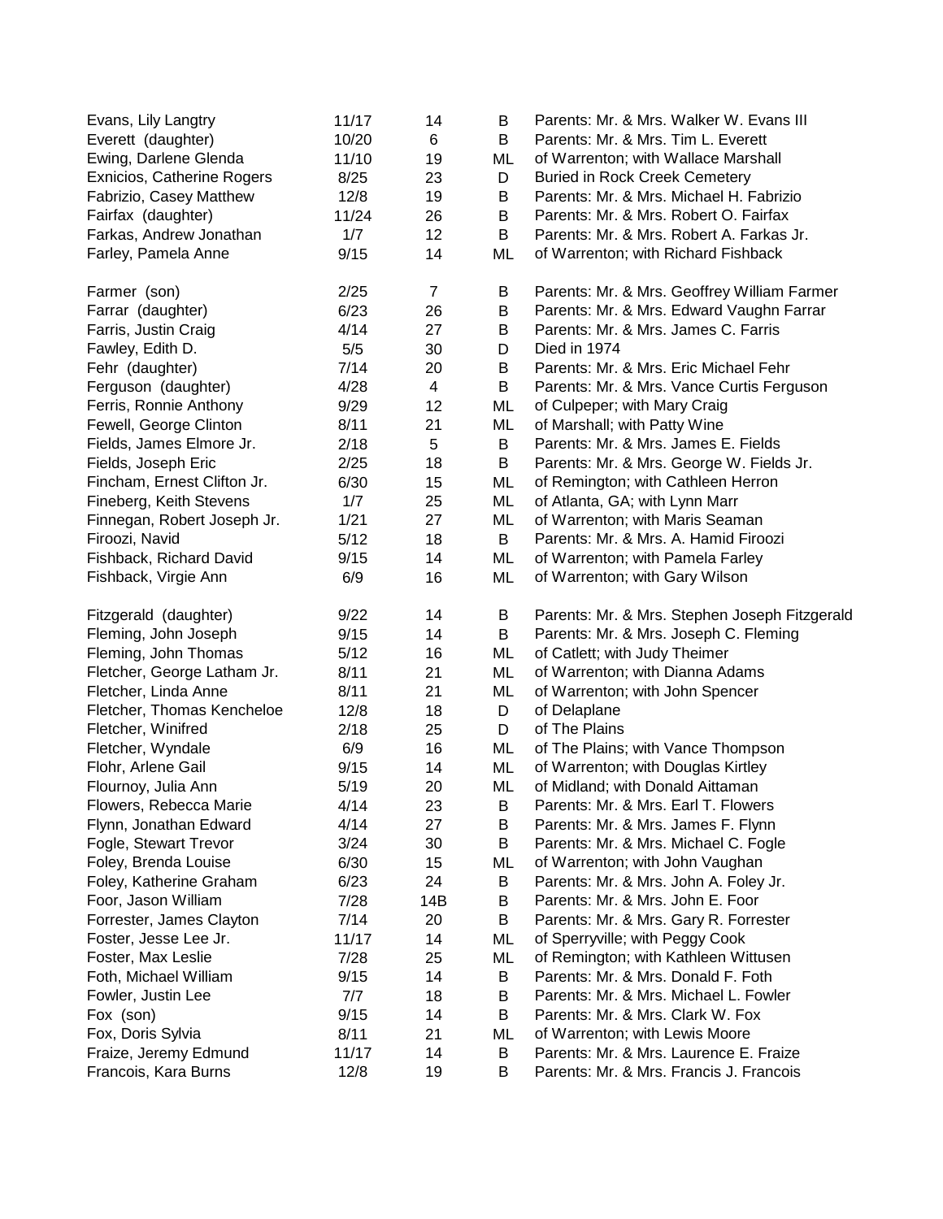| | | | | |
|---|---|---|---|---|
| Evans, Lily Langtry | 11/17 | 14 | B | Parents: Mr. & Mrs. Walker W. Evans III |
| Everett (daughter) | 10/20 | 6 | B | Parents: Mr. & Mrs. Tim L. Everett |
| Ewing, Darlene Glenda | 11/10 | 19 | ML | of Warrenton; with Wallace Marshall |
| Exnicios, Catherine Rogers | 8/25 | 23 | D | Buried in Rock Creek Cemetery |
| Fabrizio, Casey Matthew | 12/8 | 19 | B | Parents: Mr. & Mrs. Michael H. Fabrizio |
| Fairfax (daughter) | 11/24 | 26 | B | Parents: Mr. & Mrs. Robert O. Fairfax |
| Farkas, Andrew Jonathan | 1/7 | 12 | B | Parents: Mr. & Mrs. Robert A. Farkas Jr. |
| Farley, Pamela Anne | 9/15 | 14 | ML | of Warrenton; with Richard Fishback |
| Farmer (son) | 2/25 | 7 | B | Parents: Mr. & Mrs. Geoffrey William Farmer |
| Farrar (daughter) | 6/23 | 26 | B | Parents: Mr. & Mrs. Edward Vaughn Farrar |
| Farris, Justin Craig | 4/14 | 27 | B | Parents: Mr. & Mrs. James C. Farris |
| Fawley, Edith D. | 5/5 | 30 | D | Died in 1974 |
| Fehr (daughter) | 7/14 | 20 | B | Parents: Mr. & Mrs. Eric Michael Fehr |
| Ferguson (daughter) | 4/28 | 4 | B | Parents: Mr. & Mrs. Vance Curtis Ferguson |
| Ferris, Ronnie Anthony | 9/29 | 12 | ML | of Culpeper; with Mary Craig |
| Fewell, George Clinton | 8/11 | 21 | ML | of Marshall; with Patty Wine |
| Fields, James Elmore Jr. | 2/18 | 5 | B | Parents: Mr. & Mrs. James E. Fields |
| Fields, Joseph Eric | 2/25 | 18 | B | Parents: Mr. & Mrs. George W. Fields Jr. |
| Fincham, Ernest Clifton Jr. | 6/30 | 15 | ML | of Remington; with Cathleen Herron |
| Fineberg, Keith Stevens | 1/7 | 25 | ML | of Atlanta, GA; with Lynn Marr |
| Finnegan, Robert Joseph Jr. | 1/21 | 27 | ML | of Warrenton; with Maris Seaman |
| Firoozi, Navid | 5/12 | 18 | B | Parents: Mr. & Mrs. A. Hamid Firoozi |
| Fishback, Richard David | 9/15 | 14 | ML | of Warrenton; with Pamela Farley |
| Fishback, Virgie Ann | 6/9 | 16 | ML | of Warrenton; with Gary Wilson |
| Fitzgerald (daughter) | 9/22 | 14 | B | Parents: Mr. & Mrs. Stephen Joseph Fitzgerald |
| Fleming, John Joseph | 9/15 | 14 | B | Parents: Mr. & Mrs. Joseph C. Fleming |
| Fleming, John Thomas | 5/12 | 16 | ML | of Catlett; with Judy Theimer |
| Fletcher, George Latham Jr. | 8/11 | 21 | ML | of Warrenton; with Dianna Adams |
| Fletcher, Linda Anne | 8/11 | 21 | ML | of Warrenton; with John Spencer |
| Fletcher, Thomas Kencheloe | 12/8 | 18 | D | of Delaplane |
| Fletcher, Winifred | 2/18 | 25 | D | of The Plains |
| Fletcher, Wyndale | 6/9 | 16 | ML | of The Plains; with Vance Thompson |
| Flohr, Arlene Gail | 9/15 | 14 | ML | of Warrenton; with Douglas Kirtley |
| Flournoy, Julia Ann | 5/19 | 20 | ML | of Midland; with Donald Aittaman |
| Flowers, Rebecca Marie | 4/14 | 23 | B | Parents: Mr. & Mrs. Earl T. Flowers |
| Flynn, Jonathan Edward | 4/14 | 27 | B | Parents: Mr. & Mrs. James F. Flynn |
| Fogle, Stewart Trevor | 3/24 | 30 | B | Parents: Mr. & Mrs. Michael C. Fogle |
| Foley, Brenda Louise | 6/30 | 15 | ML | of Warrenton; with John Vaughan |
| Foley, Katherine Graham | 6/23 | 24 | B | Parents: Mr. & Mrs. John A. Foley Jr. |
| Foor, Jason William | 7/28 | 14B | B | Parents: Mr. & Mrs. John E. Foor |
| Forrester, James Clayton | 7/14 | 20 | B | Parents: Mr. & Mrs. Gary R. Forrester |
| Foster, Jesse Lee Jr. | 11/17 | 14 | ML | of Sperryville; with Peggy Cook |
| Foster, Max Leslie | 7/28 | 25 | ML | of Remington; with Kathleen Wittusen |
| Foth, Michael William | 9/15 | 14 | B | Parents: Mr. & Mrs. Donald F. Foth |
| Fowler, Justin Lee | 7/7 | 18 | B | Parents: Mr. & Mrs. Michael L. Fowler |
| Fox (son) | 9/15 | 14 | B | Parents: Mr. & Mrs. Clark W. Fox |
| Fox, Doris Sylvia | 8/11 | 21 | ML | of Warrenton; with Lewis Moore |
| Fraize, Jeremy Edmund | 11/17 | 14 | B | Parents: Mr. & Mrs. Laurence E. Fraize |
| Francois, Kara Burns | 12/8 | 19 | B | Parents: Mr. & Mrs. Francis J. Francois |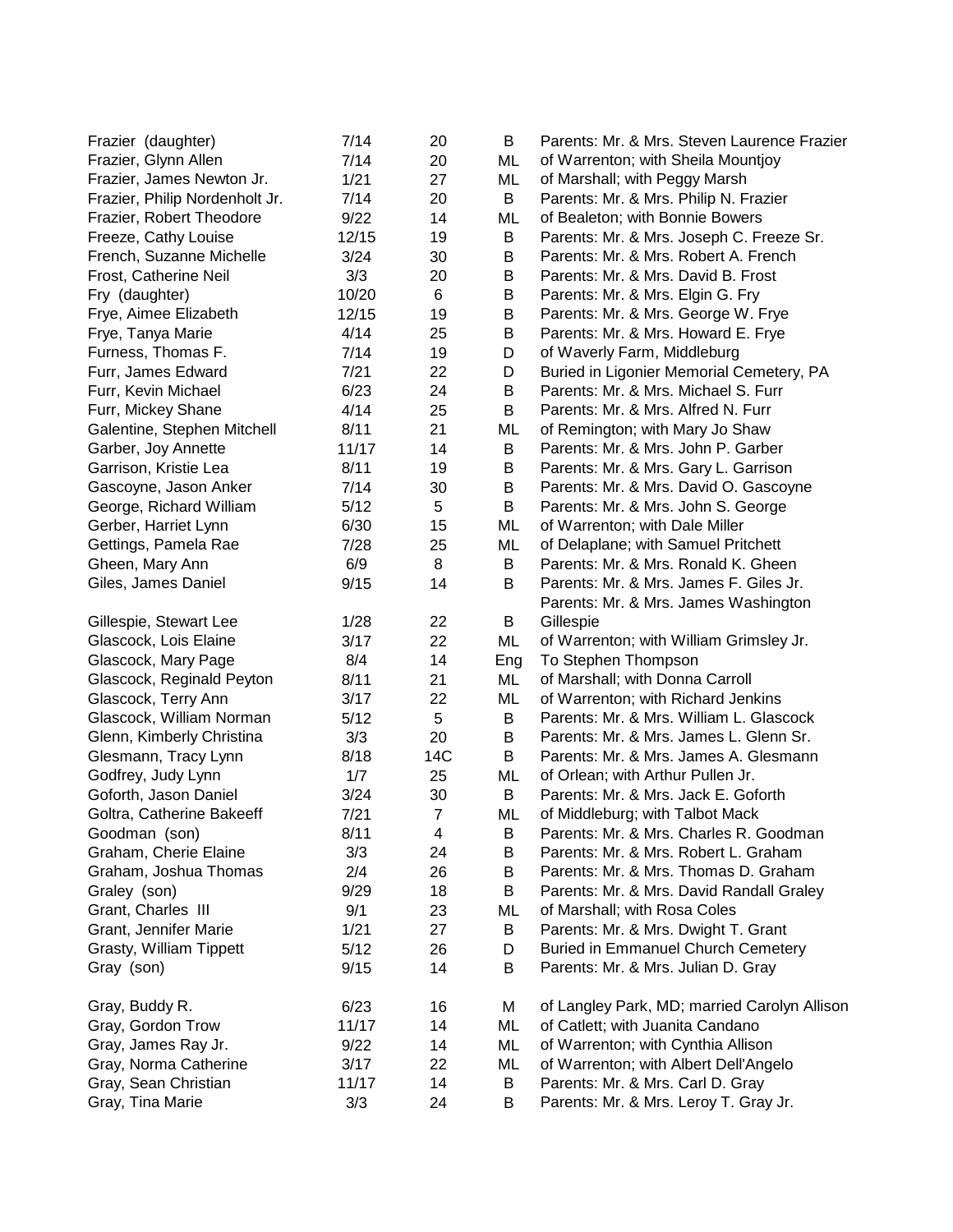| | | | | |
|---|---|---|---|---|
| Frazier (daughter) | 7/14 | 20 | B | Parents: Mr. & Mrs. Steven Laurence Frazier |
| Frazier, Glynn Allen | 7/14 | 20 | ML | of Warrenton; with Sheila Mountjoy |
| Frazier, James Newton Jr. | 1/21 | 27 | ML | of Marshall; with Peggy Marsh |
| Frazier, Philip Nordenholt Jr. | 7/14 | 20 | B | Parents: Mr. & Mrs. Philip N. Frazier |
| Frazier, Robert Theodore | 9/22 | 14 | ML | of Bealeton; with Bonnie Bowers |
| Freeze, Cathy Louise | 12/15 | 19 | B | Parents: Mr. & Mrs. Joseph C. Freeze Sr. |
| French, Suzanne Michelle | 3/24 | 30 | B | Parents: Mr. & Mrs. Robert A. French |
| Frost, Catherine Neil | 3/3 | 20 | B | Parents: Mr. & Mrs. David B. Frost |
| Fry (daughter) | 10/20 | 6 | B | Parents: Mr. & Mrs. Elgin G. Fry |
| Frye, Aimee Elizabeth | 12/15 | 19 | B | Parents: Mr. & Mrs. George W. Frye |
| Frye, Tanya Marie | 4/14 | 25 | B | Parents: Mr. & Mrs. Howard E. Frye |
| Furness, Thomas F. | 7/14 | 19 | D | of Waverly Farm, Middleburg |
| Furr, James Edward | 7/21 | 22 | D | Buried in Ligonier Memorial Cemetery, PA |
| Furr, Kevin Michael | 6/23 | 24 | B | Parents: Mr. & Mrs. Michael S. Furr |
| Furr, Mickey Shane | 4/14 | 25 | B | Parents: Mr. & Mrs. Alfred N. Furr |
| Galentine, Stephen Mitchell | 8/11 | 21 | ML | of Remington; with Mary Jo Shaw |
| Garber, Joy Annette | 11/17 | 14 | B | Parents: Mr. & Mrs. John P. Garber |
| Garrison, Kristie Lea | 8/11 | 19 | B | Parents: Mr. & Mrs. Gary L. Garrison |
| Gascoyne, Jason Anker | 7/14 | 30 | B | Parents: Mr. & Mrs. David O. Gascoyne |
| George, Richard William | 5/12 | 5 | B | Parents: Mr. & Mrs. John S. George |
| Gerber, Harriet Lynn | 6/30 | 15 | ML | of Warrenton; with Dale Miller |
| Gettings, Pamela Rae | 7/28 | 25 | ML | of Delaplane; with Samuel Pritchett |
| Gheen, Mary Ann | 6/9 | 8 | B | Parents: Mr. & Mrs. Ronald K. Gheen |
| Giles, James Daniel | 9/15 | 14 | B | Parents: Mr. & Mrs. James F. Giles Jr. |
| Gillespie, Stewart Lee | 1/28 | 22 | B | Parents: Mr. & Mrs. James Washington Gillespie |
| Glascock, Lois Elaine | 3/17 | 22 | ML | of Warrenton; with William Grimsley Jr. |
| Glascock, Mary Page | 8/4 | 14 | Eng | To Stephen Thompson |
| Glascock, Reginald Peyton | 8/11 | 21 | ML | of Marshall; with Donna Carroll |
| Glascock, Terry Ann | 3/17 | 22 | ML | of Warrenton; with Richard Jenkins |
| Glascock, William Norman | 5/12 | 5 | B | Parents: Mr. & Mrs. William L. Glascock |
| Glenn, Kimberly Christina | 3/3 | 20 | B | Parents: Mr. & Mrs. James L. Glenn Sr. |
| Glesmann, Tracy Lynn | 8/18 | 14C | B | Parents: Mr. & Mrs. James A. Glesmann |
| Godfrey, Judy Lynn | 1/7 | 25 | ML | of Orlean; with Arthur Pullen Jr. |
| Goforth, Jason Daniel | 3/24 | 30 | B | Parents: Mr. & Mrs. Jack E. Goforth |
| Goltra, Catherine Bakeeff | 7/21 | 7 | ML | of Middleburg; with Talbot Mack |
| Goodman (son) | 8/11 | 4 | B | Parents: Mr. & Mrs. Charles R. Goodman |
| Graham, Cherie Elaine | 3/3 | 24 | B | Parents: Mr. & Mrs. Robert L. Graham |
| Graham, Joshua Thomas | 2/4 | 26 | B | Parents: Mr. & Mrs. Thomas D. Graham |
| Graley (son) | 9/29 | 18 | B | Parents: Mr. & Mrs. David Randall Graley |
| Grant, Charles III | 9/1 | 23 | ML | of Marshall; with Rosa Coles |
| Grant, Jennifer Marie | 1/21 | 27 | B | Parents: Mr. & Mrs. Dwight T. Grant |
| Grasty, William Tippett | 5/12 | 26 | D | Buried in Emmanuel Church Cemetery |
| Gray (son) | 9/15 | 14 | B | Parents: Mr. & Mrs. Julian D. Gray |
| Gray, Buddy R. | 6/23 | 16 | M | of Langley Park, MD; married Carolyn Allison |
| Gray, Gordon Trow | 11/17 | 14 | ML | of Catlett; with Juanita Candano |
| Gray, James Ray Jr. | 9/22 | 14 | ML | of Warrenton; with Cynthia Allison |
| Gray, Norma Catherine | 3/17 | 22 | ML | of Warrenton; with Albert Dell'Angelo |
| Gray, Sean Christian | 11/17 | 14 | B | Parents: Mr. & Mrs. Carl D. Gray |
| Gray, Tina Marie | 3/3 | 24 | B | Parents: Mr. & Mrs. Leroy T. Gray Jr. |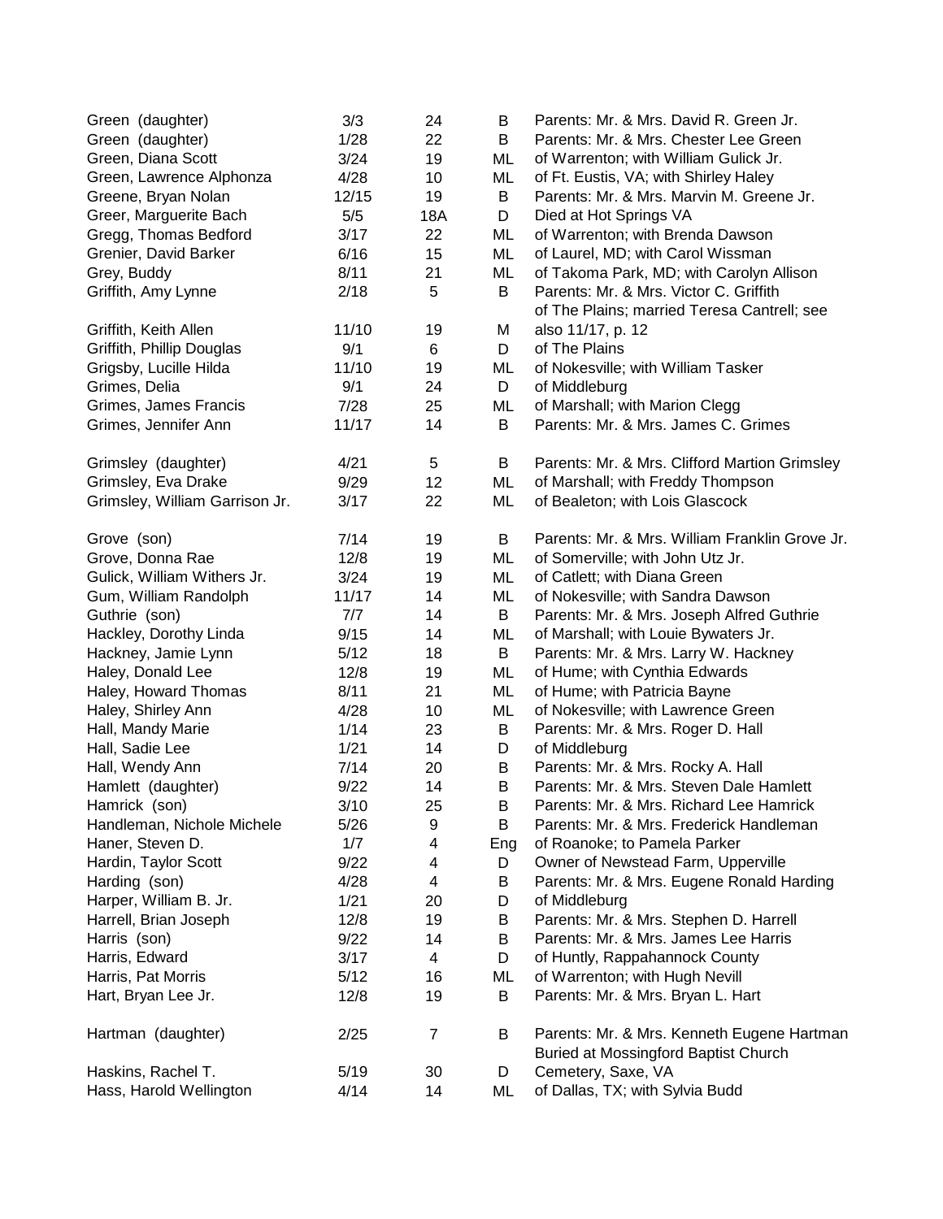| | | | | |
|---|---|---|---|---|
| Green (daughter) | 3/3 | 24 | B | Parents: Mr. & Mrs. David R. Green Jr. |
| Green (daughter) | 1/28 | 22 | B | Parents: Mr. & Mrs. Chester Lee Green |
| Green, Diana Scott | 3/24 | 19 | ML | of Warrenton; with William Gulick Jr. |
| Green, Lawrence Alphonza | 4/28 | 10 | ML | of Ft. Eustis, VA; with Shirley Haley |
| Greene, Bryan Nolan | 12/15 | 19 | B | Parents: Mr. & Mrs. Marvin M. Greene Jr. |
| Greer, Marguerite Bach | 5/5 | 18A | D | Died at Hot Springs VA |
| Gregg, Thomas Bedford | 3/17 | 22 | ML | of Warrenton; with Brenda Dawson |
| Grenier, David Barker | 6/16 | 15 | ML | of Laurel, MD; with Carol Wissman |
| Grey, Buddy | 8/11 | 21 | ML | of Takoma Park, MD; with Carolyn Allison |
| Griffith, Amy Lynne | 2/18 | 5 | B | Parents: Mr. & Mrs. Victor C. Griffith |
| Griffith, Keith Allen | 11/10 | 19 | M | of The Plains; married Teresa Cantrell; see also 11/17, p. 12 |
| Griffith, Phillip Douglas | 9/1 | 6 | D | of The Plains |
| Grigsby, Lucille Hilda | 11/10 | 19 | ML | of Nokesville; with William Tasker |
| Grimes, Delia | 9/1 | 24 | D | of Middleburg |
| Grimes, James Francis | 7/28 | 25 | ML | of Marshall; with Marion Clegg |
| Grimes, Jennifer Ann | 11/17 | 14 | B | Parents: Mr. & Mrs. James C. Grimes |
| Grimsley (daughter) | 4/21 | 5 | B | Parents: Mr. & Mrs. Clifford Martion Grimsley |
| Grimsley, Eva Drake | 9/29 | 12 | ML | of Marshall; with Freddy Thompson |
| Grimsley, William Garrison Jr. | 3/17 | 22 | ML | of Bealeton; with Lois Glascock |
| Grove (son) | 7/14 | 19 | B | Parents: Mr. & Mrs. William Franklin Grove Jr. |
| Grove, Donna Rae | 12/8 | 19 | ML | of Somerville; with John Utz Jr. |
| Gulick, William Withers Jr. | 3/24 | 19 | ML | of Catlett; with Diana Green |
| Gum, William Randolph | 11/17 | 14 | ML | of Nokesville; with Sandra Dawson |
| Guthrie (son) | 7/7 | 14 | B | Parents: Mr. & Mrs. Joseph Alfred Guthrie |
| Hackley, Dorothy Linda | 9/15 | 14 | ML | of Marshall; with Louie Bywaters Jr. |
| Hackney, Jamie Lynn | 5/12 | 18 | B | Parents: Mr. & Mrs. Larry W. Hackney |
| Haley, Donald Lee | 12/8 | 19 | ML | of Hume; with Cynthia Edwards |
| Haley, Howard Thomas | 8/11 | 21 | ML | of Hume; with Patricia Bayne |
| Haley, Shirley Ann | 4/28 | 10 | ML | of Nokesville; with Lawrence Green |
| Hall, Mandy Marie | 1/14 | 23 | B | Parents: Mr. & Mrs. Roger D. Hall |
| Hall, Sadie Lee | 1/21 | 14 | D | of Middleburg |
| Hall, Wendy Ann | 7/14 | 20 | B | Parents: Mr. & Mrs. Rocky A. Hall |
| Hamlett (daughter) | 9/22 | 14 | B | Parents: Mr. & Mrs. Steven Dale Hamlett |
| Hamrick (son) | 3/10 | 25 | B | Parents: Mr. & Mrs. Richard Lee Hamrick |
| Handleman, Nichole Michele | 5/26 | 9 | B | Parents: Mr. & Mrs. Frederick Handleman |
| Haner, Steven D. | 1/7 | 4 | Eng | of Roanoke; to Pamela Parker |
| Hardin, Taylor Scott | 9/22 | 4 | D | Owner of Newstead Farm, Upperville |
| Harding (son) | 4/28 | 4 | B | Parents: Mr. & Mrs. Eugene Ronald Harding |
| Harper, William B. Jr. | 1/21 | 20 | D | of Middleburg |
| Harrell, Brian Joseph | 12/8 | 19 | B | Parents: Mr. & Mrs. Stephen D. Harrell |
| Harris (son) | 9/22 | 14 | B | Parents: Mr. & Mrs. James Lee Harris |
| Harris, Edward | 3/17 | 4 | D | of Huntly, Rappahannock County |
| Harris, Pat Morris | 5/12 | 16 | ML | of Warrenton; with Hugh Nevill |
| Hart, Bryan Lee Jr. | 12/8 | 19 | B | Parents: Mr. & Mrs. Bryan L. Hart |
| Hartman (daughter) | 2/25 | 7 | B | Parents: Mr. & Mrs. Kenneth Eugene Hartman |
| Haskins, Rachel T. | 5/19 | 30 | D | Buried at Mossingford Baptist Church Cemetery, Saxe, VA |
| Hass, Harold Wellington | 4/14 | 14 | ML | of Dallas, TX; with Sylvia Budd |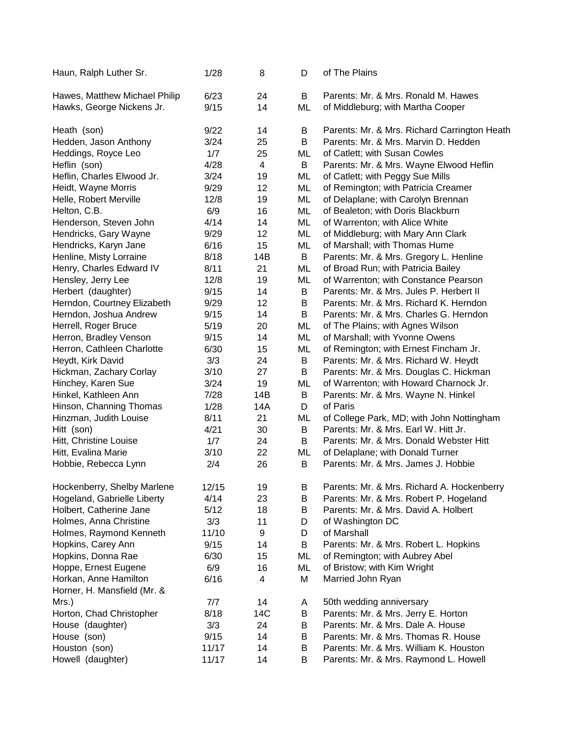| | | | | |
|---|---|---|---|---|
| Haun, Ralph Luther Sr. | 1/28 | 8 | D | of The Plains |
| Hawes, Matthew Michael Philip | 6/23 | 24 | B | Parents: Mr. & Mrs. Ronald M. Hawes |
| Hawks, George Nickens Jr. | 9/15 | 14 | ML | of Middleburg; with Martha Cooper |
| Heath (son) | 9/22 | 14 | B | Parents: Mr. & Mrs. Richard Carrington Heath |
| Hedden, Jason Anthony | 3/24 | 25 | B | Parents: Mr. & Mrs. Marvin D. Hedden |
| Heddings, Royce Leo | 1/7 | 25 | ML | of Catlett; with Susan Cowles |
| Heflin (son) | 4/28 | 4 | B | Parents: Mr. & Mrs. Wayne Elwood Heflin |
| Heflin, Charles Elwood Jr. | 3/24 | 19 | ML | of Catlett; with Peggy Sue Mills |
| Heidt, Wayne Morris | 9/29 | 12 | ML | of Remington; with Patricia Creamer |
| Helle, Robert Merville | 12/8 | 19 | ML | of Delaplane; with Carolyn Brennan |
| Helton, C.B. | 6/9 | 16 | ML | of Bealeton; with Doris Blackburn |
| Henderson, Steven John | 4/14 | 14 | ML | of Warrenton; with Alice White |
| Hendricks, Gary Wayne | 9/29 | 12 | ML | of Middleburg; with Mary Ann Clark |
| Hendricks, Karyn Jane | 6/16 | 15 | ML | of Marshall; with Thomas Hume |
| Henline, Misty Lorraine | 8/18 | 14B | B | Parents: Mr. & Mrs. Gregory L. Henline |
| Henry, Charles Edward IV | 8/11 | 21 | ML | of Broad Run; with Patricia Bailey |
| Hensley, Jerry Lee | 12/8 | 19 | ML | of Warrenton; with Constance Pearson |
| Herbert (daughter) | 9/15 | 14 | B | Parents: Mr. & Mrs. Jules P. Herbert II |
| Herndon, Courtney Elizabeth | 9/29 | 12 | B | Parents: Mr. & Mrs. Richard K. Herndon |
| Herndon, Joshua Andrew | 9/15 | 14 | B | Parents: Mr. & Mrs. Charles G. Herndon |
| Herrell, Roger Bruce | 5/19 | 20 | ML | of The Plains; with Agnes Wilson |
| Herron, Bradley Venson | 9/15 | 14 | ML | of Marshall; with Yvonne Owens |
| Herron, Cathleen Charlotte | 6/30 | 15 | ML | of Remington; with Ernest Fincham Jr. |
| Heydt, Kirk David | 3/3 | 24 | B | Parents: Mr. & Mrs. Richard W. Heydt |
| Hickman, Zachary Corlay | 3/10 | 27 | B | Parents: Mr. & Mrs. Douglas C. Hickman |
| Hinchey, Karen Sue | 3/24 | 19 | ML | of Warrenton; with Howard Charnock Jr. |
| Hinkel, Kathleen Ann | 7/28 | 14B | B | Parents: Mr. & Mrs. Wayne N. Hinkel |
| Hinson, Channing Thomas | 1/28 | 14A | D | of Paris |
| Hinzman, Judith Louise | 8/11 | 21 | ML | of College Park, MD; with John Nottingham |
| Hitt (son) | 4/21 | 30 | B | Parents: Mr. & Mrs. Earl W. Hitt Jr. |
| Hitt, Christine Louise | 1/7 | 24 | B | Parents: Mr. & Mrs. Donald Webster Hitt |
| Hitt, Evalina Marie | 3/10 | 22 | ML | of Delaplane; with Donald Turner |
| Hobbie, Rebecca Lynn | 2/4 | 26 | B | Parents: Mr. & Mrs. James J. Hobbie |
| Hockenberry, Shelby Marlene | 12/15 | 19 | B | Parents: Mr. & Mrs. Richard A. Hockenberry |
| Hogeland, Gabrielle Liberty | 4/14 | 23 | B | Parents: Mr. & Mrs. Robert P. Hogeland |
| Holbert, Catherine Jane | 5/12 | 18 | B | Parents: Mr. & Mrs. David A. Holbert |
| Holmes, Anna Christine | 3/3 | 11 | D | of Washington DC |
| Holmes, Raymond Kenneth | 11/10 | 9 | D | of Marshall |
| Hopkins, Carey Ann | 9/15 | 14 | B | Parents: Mr. & Mrs. Robert L. Hopkins |
| Hopkins, Donna Rae | 6/30 | 15 | ML | of Remington; with Aubrey Abel |
| Hoppe, Ernest Eugene | 6/9 | 16 | ML | of Bristow; with Kim Wright |
| Horkan, Anne Hamilton | 6/16 | 4 | M | Married John Ryan |
| Horner, H. Mansfield (Mr. & Mrs.) | 7/7 | 14 | A | 50th wedding anniversary |
| Horton, Chad Christopher | 8/18 | 14C | B | Parents: Mr. & Mrs. Jerry E. Horton |
| House (daughter) | 3/3 | 24 | B | Parents: Mr. & Mrs. Dale A. House |
| House (son) | 9/15 | 14 | B | Parents: Mr. & Mrs. Thomas R. House |
| Houston (son) | 11/17 | 14 | B | Parents: Mr. & Mrs. William K. Houston |
| Howell (daughter) | 11/17 | 14 | B | Parents: Mr. & Mrs. Raymond L. Howell |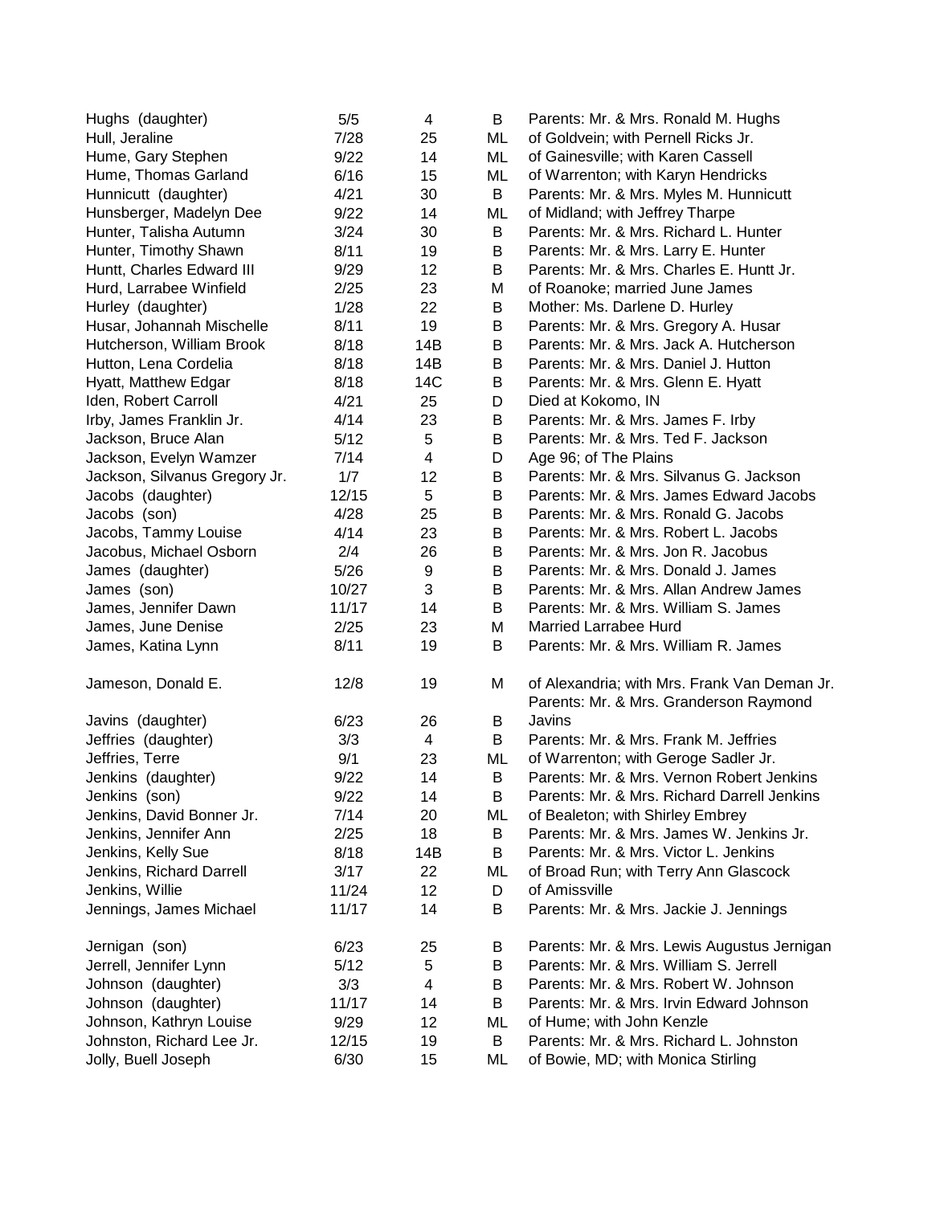| | | | | |
|---|---|---|---|---|
| Hughs (daughter) | 5/5 | 4 | B | Parents: Mr. & Mrs. Ronald M. Hughs |
| Hull, Jeraline | 7/28 | 25 | ML | of Goldvein; with Pernell Ricks Jr. |
| Hume, Gary Stephen | 9/22 | 14 | ML | of Gainesville; with Karen Cassell |
| Hume, Thomas Garland | 6/16 | 15 | ML | of Warrenton; with Karyn Hendricks |
| Hunnicutt (daughter) | 4/21 | 30 | B | Parents: Mr. & Mrs. Myles M. Hunnicutt |
| Hunsberger, Madelyn Dee | 9/22 | 14 | ML | of Midland; with Jeffrey Tharpe |
| Hunter, Talisha Autumn | 3/24 | 30 | B | Parents: Mr. & Mrs. Richard L. Hunter |
| Hunter, Timothy Shawn | 8/11 | 19 | B | Parents: Mr. & Mrs. Larry E. Hunter |
| Huntt, Charles Edward III | 9/29 | 12 | B | Parents: Mr. & Mrs. Charles E. Huntt Jr. |
| Hurd, Larrabee Winfield | 2/25 | 23 | M | of Roanoke; married June James |
| Hurley (daughter) | 1/28 | 22 | B | Mother: Ms. Darlene D. Hurley |
| Husar, Johannah Mischelle | 8/11 | 19 | B | Parents: Mr. & Mrs. Gregory A. Husar |
| Hutcherson, William Brook | 8/18 | 14B | B | Parents: Mr. & Mrs. Jack A. Hutcherson |
| Hutton, Lena Cordelia | 8/18 | 14B | B | Parents: Mr. & Mrs. Daniel J. Hutton |
| Hyatt, Matthew Edgar | 8/18 | 14C | B | Parents: Mr. & Mrs. Glenn E. Hyatt |
| Iden, Robert Carroll | 4/21 | 25 | D | Died at Kokomo, IN |
| Irby, James Franklin Jr. | 4/14 | 23 | B | Parents: Mr. & Mrs. James F. Irby |
| Jackson, Bruce Alan | 5/12 | 5 | B | Parents: Mr. & Mrs. Ted F. Jackson |
| Jackson, Evelyn Wamzer | 7/14 | 4 | D | Age 96; of The Plains |
| Jackson, Silvanus Gregory Jr. | 1/7 | 12 | B | Parents: Mr. & Mrs. Silvanus G. Jackson |
| Jacobs (daughter) | 12/15 | 5 | B | Parents: Mr. & Mrs. James Edward Jacobs |
| Jacobs (son) | 4/28 | 25 | B | Parents: Mr. & Mrs. Ronald G. Jacobs |
| Jacobs, Tammy Louise | 4/14 | 23 | B | Parents: Mr. & Mrs. Robert L. Jacobs |
| Jacobus, Michael Osborn | 2/4 | 26 | B | Parents: Mr. & Mrs. Jon R. Jacobus |
| James (daughter) | 5/26 | 9 | B | Parents: Mr. & Mrs. Donald J. James |
| James (son) | 10/27 | 3 | B | Parents: Mr. & Mrs. Allan Andrew James |
| James, Jennifer Dawn | 11/17 | 14 | B | Parents: Mr. & Mrs. William S. James |
| James, June Denise | 2/25 | 23 | M | Married Larrabee Hurd |
| James, Katina Lynn | 8/11 | 19 | B | Parents: Mr. & Mrs. William R. James |
| Jameson, Donald E. | 12/8 | 19 | M | of Alexandria; with Mrs. Frank Van Deman Jr. |
| Javins (daughter) | 6/23 | 26 | B | Parents: Mr. & Mrs. Granderson Raymond Javins |
| Jeffries (daughter) | 3/3 | 4 | B | Parents: Mr. & Mrs. Frank M. Jeffries |
| Jeffries, Terre | 9/1 | 23 | ML | of Warrenton; with Geroge Sadler Jr. |
| Jenkins (daughter) | 9/22 | 14 | B | Parents: Mr. & Mrs. Vernon Robert Jenkins |
| Jenkins (son) | 9/22 | 14 | B | Parents: Mr. & Mrs. Richard Darrell Jenkins |
| Jenkins, David Bonner Jr. | 7/14 | 20 | ML | of Bealeton; with Shirley Embrey |
| Jenkins, Jennifer Ann | 2/25 | 18 | B | Parents: Mr. & Mrs. James W. Jenkins Jr. |
| Jenkins, Kelly Sue | 8/18 | 14B | B | Parents: Mr. & Mrs. Victor L. Jenkins |
| Jenkins, Richard Darrell | 3/17 | 22 | ML | of Broad Run; with Terry Ann Glascock |
| Jenkins, Willie | 11/24 | 12 | D | of Amissville |
| Jennings, James Michael | 11/17 | 14 | B | Parents: Mr. & Mrs. Jackie J. Jennings |
| Jernigan (son) | 6/23 | 25 | B | Parents: Mr. & Mrs. Lewis Augustus Jernigan |
| Jerrell, Jennifer Lynn | 5/12 | 5 | B | Parents: Mr. & Mrs. William S. Jerrell |
| Johnson (daughter) | 3/3 | 4 | B | Parents: Mr. & Mrs. Robert W. Johnson |
| Johnson (daughter) | 11/17 | 14 | B | Parents: Mr. & Mrs. Irvin Edward Johnson |
| Johnson, Kathryn Louise | 9/29 | 12 | ML | of Hume; with John Kenzle |
| Johnston, Richard Lee Jr. | 12/15 | 19 | B | Parents: Mr. & Mrs. Richard L. Johnston |
| Jolly, Buell Joseph | 6/30 | 15 | ML | of Bowie, MD; with Monica Stirling |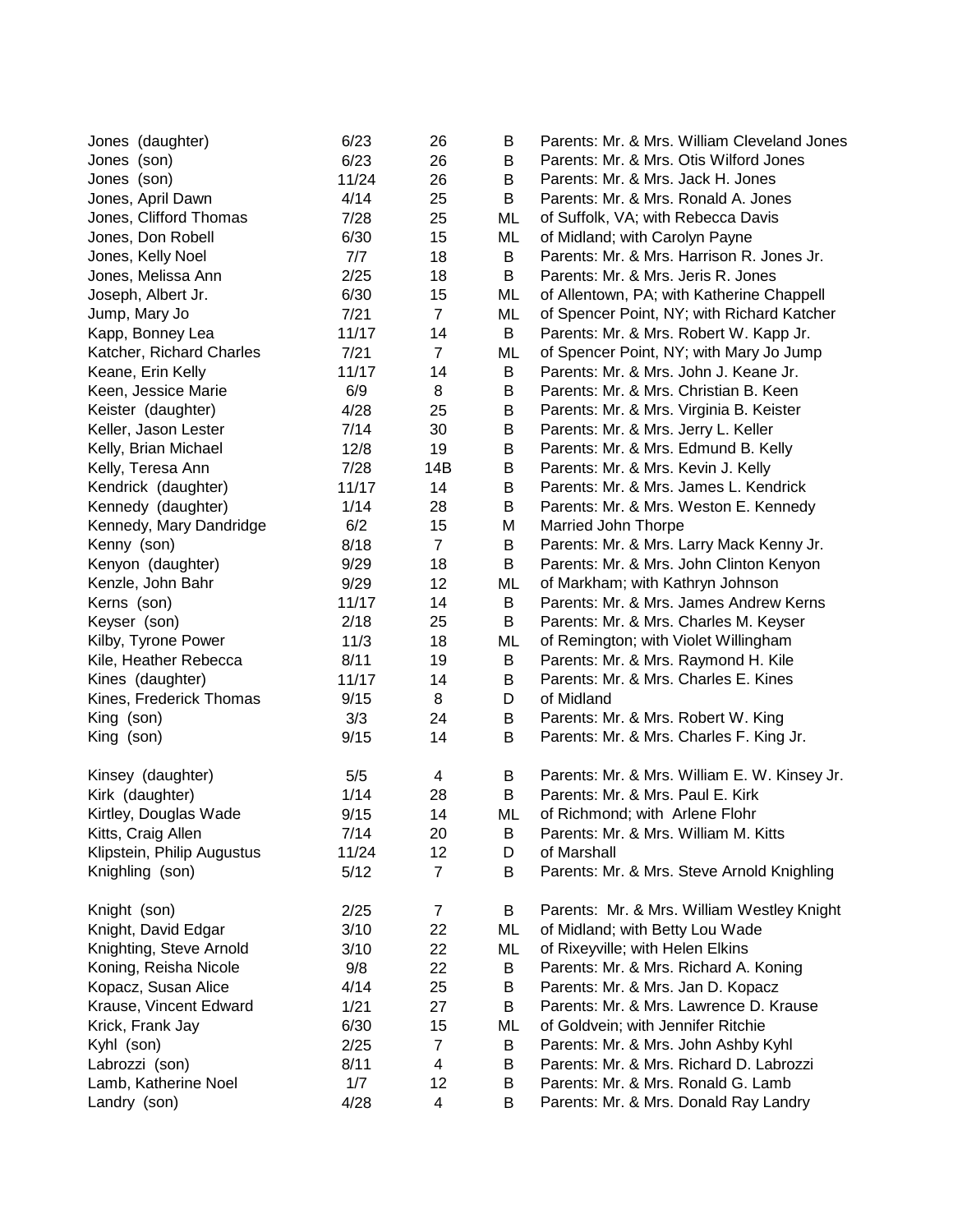| | | | | |
|---|---|---|---|---|
| Jones (daughter) | 6/23 | 26 | B | Parents: Mr. & Mrs. William Cleveland Jones |
| Jones (son) | 6/23 | 26 | B | Parents: Mr. & Mrs. Otis Wilford Jones |
| Jones (son) | 11/24 | 26 | B | Parents: Mr. & Mrs. Jack H. Jones |
| Jones, April Dawn | 4/14 | 25 | B | Parents: Mr. & Mrs. Ronald A. Jones |
| Jones, Clifford Thomas | 7/28 | 25 | ML | of Suffolk, VA; with Rebecca Davis |
| Jones, Don Robell | 6/30 | 15 | ML | of Midland; with Carolyn Payne |
| Jones, Kelly Noel | 7/7 | 18 | B | Parents: Mr. & Mrs. Harrison R. Jones Jr. |
| Jones, Melissa Ann | 2/25 | 18 | B | Parents: Mr. & Mrs. Jeris R. Jones |
| Joseph, Albert Jr. | 6/30 | 15 | ML | of Allentown, PA; with Katherine Chappell |
| Jump, Mary Jo | 7/21 | 7 | ML | of Spencer Point, NY; with Richard Katcher |
| Kapp, Bonney Lea | 11/17 | 14 | B | Parents: Mr. & Mrs. Robert W. Kapp Jr. |
| Katcher, Richard Charles | 7/21 | 7 | ML | of Spencer Point, NY; with Mary Jo Jump |
| Keane, Erin Kelly | 11/17 | 14 | B | Parents: Mr. & Mrs. John J. Keane Jr. |
| Keen, Jessice Marie | 6/9 | 8 | B | Parents: Mr. & Mrs. Christian B. Keen |
| Keister (daughter) | 4/28 | 25 | B | Parents: Mr. & Mrs. Virginia B. Keister |
| Keller, Jason Lester | 7/14 | 30 | B | Parents: Mr. & Mrs. Jerry L. Keller |
| Kelly, Brian Michael | 12/8 | 19 | B | Parents: Mr. & Mrs. Edmund B. Kelly |
| Kelly, Teresa Ann | 7/28 | 14B | B | Parents: Mr. & Mrs. Kevin J. Kelly |
| Kendrick (daughter) | 11/17 | 14 | B | Parents: Mr. & Mrs. James L. Kendrick |
| Kennedy (daughter) | 1/14 | 28 | B | Parents: Mr. & Mrs. Weston E. Kennedy |
| Kennedy, Mary Dandridge | 6/2 | 15 | M | Married John Thorpe |
| Kenny (son) | 8/18 | 7 | B | Parents: Mr. & Mrs. Larry Mack Kenny Jr. |
| Kenyon (daughter) | 9/29 | 18 | B | Parents: Mr. & Mrs. John Clinton Kenyon |
| Kenzle, John Bahr | 9/29 | 12 | ML | of Markham; with Kathryn Johnson |
| Kerns (son) | 11/17 | 14 | B | Parents: Mr. & Mrs. James Andrew Kerns |
| Keyser (son) | 2/18 | 25 | B | Parents: Mr. & Mrs. Charles M. Keyser |
| Kilby, Tyrone Power | 11/3 | 18 | ML | of Remington; with Violet Willingham |
| Kile, Heather Rebecca | 8/11 | 19 | B | Parents: Mr. & Mrs. Raymond H. Kile |
| Kines (daughter) | 11/17 | 14 | B | Parents: Mr. & Mrs. Charles E. Kines |
| Kines, Frederick Thomas | 9/15 | 8 | D | of Midland |
| King (son) | 3/3 | 24 | B | Parents: Mr. & Mrs. Robert W. King |
| King (son) | 9/15 | 14 | B | Parents: Mr. & Mrs. Charles F. King Jr. |
| Kinsey (daughter) | 5/5 | 4 | B | Parents: Mr. & Mrs. William E. W. Kinsey Jr. |
| Kirk (daughter) | 1/14 | 28 | B | Parents: Mr. & Mrs. Paul E. Kirk |
| Kirtley, Douglas Wade | 9/15 | 14 | ML | of Richmond; with Arlene Flohr |
| Kitts, Craig Allen | 7/14 | 20 | B | Parents: Mr. & Mrs. William M. Kitts |
| Klipstein, Philip Augustus | 11/24 | 12 | D | of Marshall |
| Knighling (son) | 5/12 | 7 | B | Parents: Mr. & Mrs. Steve Arnold Knighling |
| Knight (son) | 2/25 | 7 | B | Parents: Mr. & Mrs. William Westley Knight |
| Knight, David Edgar | 3/10 | 22 | ML | of Midland; with Betty Lou Wade |
| Knighting, Steve Arnold | 3/10 | 22 | ML | of Rixeyville; with Helen Elkins |
| Koning, Reisha Nicole | 9/8 | 22 | B | Parents: Mr. & Mrs. Richard A. Koning |
| Kopacz, Susan Alice | 4/14 | 25 | B | Parents: Mr. & Mrs. Jan D. Kopacz |
| Krause, Vincent Edward | 1/21 | 27 | B | Parents: Mr. & Mrs. Lawrence D. Krause |
| Krick, Frank Jay | 6/30 | 15 | ML | of Goldvein; with Jennifer Ritchie |
| Kyhl (son) | 2/25 | 7 | B | Parents: Mr. & Mrs. John Ashby Kyhl |
| Labrozzi (son) | 8/11 | 4 | B | Parents: Mr. & Mrs. Richard D. Labrozzi |
| Lamb, Katherine Noel | 1/7 | 12 | B | Parents: Mr. & Mrs. Ronald G. Lamb |
| Landry (son) | 4/28 | 4 | B | Parents: Mr. & Mrs. Donald Ray Landry |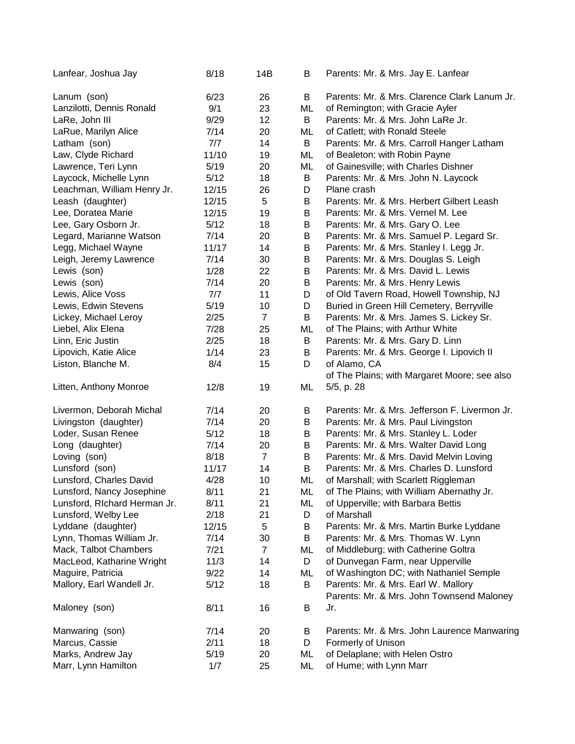| | | | | |
|---|---|---|---|---|
| Lanfear, Joshua Jay | 8/18 | 14B | B | Parents: Mr. & Mrs. Jay E. Lanfear |
| Lanum (son) | 6/23 | 26 | B | Parents: Mr. & Mrs. Clarence Clark Lanum Jr. |
| Lanzilotti, Dennis Ronald | 9/1 | 23 | ML | of Remington; with Gracie Ayler |
| LaRe, John III | 9/29 | 12 | B | Parents: Mr. & Mrs. John LaRe Jr. |
| LaRue, Marilyn Alice | 7/14 | 20 | ML | of Catlett; with Ronald Steele |
| Latham (son) | 7/7 | 14 | B | Parents: Mr. & Mrs. Carroll Hanger Latham |
| Law, Clyde Richard | 11/10 | 19 | ML | of Bealeton; with Robin Payne |
| Lawrence, Teri Lynn | 5/19 | 20 | ML | of Gainesville; with Charles Dishner |
| Laycock, Michelle Lynn | 5/12 | 18 | B | Parents: Mr. & Mrs. John N. Laycock |
| Leachman, William Henry Jr. | 12/15 | 26 | D | Plane crash |
| Leash (daughter) | 12/15 | 5 | B | Parents: Mr. & Mrs. Herbert Gilbert Leash |
| Lee, Doratea Marie | 12/15 | 19 | B | Parents: Mr. & Mrs. Vernel M. Lee |
| Lee, Gary Osborn Jr. | 5/12 | 18 | B | Parents: Mr. & Mrs. Gary O. Lee |
| Legard, Marianne Watson | 7/14 | 20 | B | Parents: Mr. & Mrs. Samuel P. Legard Sr. |
| Legg, Michael Wayne | 11/17 | 14 | B | Parents: Mr. & Mrs. Stanley I. Legg Jr. |
| Leigh, Jeremy Lawrence | 7/14 | 30 | B | Parents: Mr. & Mrs. Douglas S. Leigh |
| Lewis (son) | 1/28 | 22 | B | Parents: Mr. & Mrs. David L. Lewis |
| Lewis (son) | 7/14 | 20 | B | Parents: Mr. & Mrs. Henry Lewis |
| Lewis, Alice Voss | 7/7 | 11 | D | of Old Tavern Road, Howell Township, NJ |
| Lewis, Edwin Stevens | 5/19 | 10 | D | Buried in Green Hill Cemetery, Berryville |
| Lickey, Michael Leroy | 2/25 | 7 | B | Parents: Mr. & Mrs. James S. Lickey Sr. |
| Liebel, Alix Elena | 7/28 | 25 | ML | of The Plains; with Arthur White |
| Linn, Eric Justin | 2/25 | 18 | B | Parents: Mr. & Mrs. Gary D. Linn |
| Lipovich, Katie Alice | 1/14 | 23 | B | Parents: Mr. & Mrs. George I. Lipovich II |
| Liston, Blanche M. | 8/4 | 15 | D | of Alamo, CA |
| Litten, Anthony Monroe | 12/8 | 19 | ML | of The Plains; with Margaret Moore; see also 5/5, p. 28 |
| Livermon, Deborah Michal | 7/14 | 20 | B | Parents: Mr. & Mrs. Jefferson F. Livermon Jr. |
| Livingston (daughter) | 7/14 | 20 | B | Parents: Mr. & Mrs. Paul Livingston |
| Loder, Susan Renee | 5/12 | 18 | B | Parents: Mr. & Mrs. Stanley L. Loder |
| Long (daughter) | 7/14 | 20 | B | Parents: Mr. & Mrs. Walter David Long |
| Loving (son) | 8/18 | 7 | B | Parents: Mr. & Mrs. David Melvin Loving |
| Lunsford (son) | 11/17 | 14 | B | Parents: Mr. & Mrs. Charles D. Lunsford |
| Lunsford, Charles David | 4/28 | 10 | ML | of Marshall; with Scarlett Riggleman |
| Lunsford, Nancy Josephine | 8/11 | 21 | ML | of The Plains; with William Abernathy Jr. |
| Lunsford, RIchard Herman Jr. | 8/11 | 21 | ML | of Upperville; with Barbara Bettis |
| Lunsford, Welby Lee | 2/18 | 21 | D | of Marshall |
| Lyddane (daughter) | 12/15 | 5 | B | Parents: Mr. & Mrs. Martin Burke Lyddane |
| Lynn, Thomas William Jr. | 7/14 | 30 | B | Parents: Mr. & Mrs. Thomas W. Lynn |
| Mack, Talbot Chambers | 7/21 | 7 | ML | of Middleburg; with Catherine Goltra |
| MacLeod, Katharine Wright | 11/3 | 14 | D | of Dunvegan Farm, near Upperville |
| Maguire, Patricia | 9/22 | 14 | ML | of Washington DC; with Nathaniel Semple |
| Mallory, Earl Wandell Jr. | 5/12 | 18 | B | Parents: Mr. & Mrs. Earl W. Mallory |
| Maloney (son) | 8/11 | 16 | B | Parents: Mr. & Mrs. John Townsend Maloney Jr. |
| Manwaring (son) | 7/14 | 20 | B | Parents: Mr. & Mrs. John Laurence Manwaring |
| Marcus, Cassie | 2/11 | 18 | D | Formerly of Unison |
| Marks, Andrew Jay | 5/19 | 20 | ML | of Delaplane; with Helen Ostro |
| Marr, Lynn Hamilton | 1/7 | 25 | ML | of Hume; with Lynn Marr |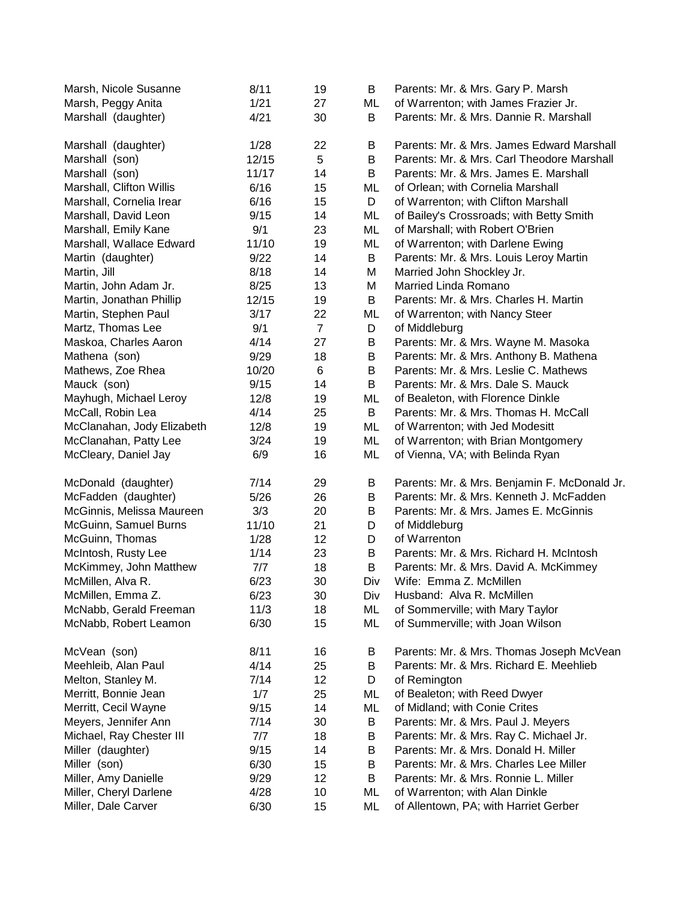| | | | | |
|---|---|---|---|---|
| Marsh, Nicole Susanne | 8/11 | 19 | B | Parents: Mr. & Mrs. Gary P. Marsh |
| Marsh, Peggy Anita | 1/21 | 27 | ML | of Warrenton; with James Frazier Jr. |
| Marshall (daughter) | 4/21 | 30 | B | Parents: Mr. & Mrs. Dannie R. Marshall |
| Marshall (daughter) | 1/28 | 22 | B | Parents: Mr. & Mrs. James Edward Marshall |
| Marshall (son) | 12/15 | 5 | B | Parents: Mr. & Mrs. Carl Theodore Marshall |
| Marshall (son) | 11/17 | 14 | B | Parents: Mr. & Mrs. James E. Marshall |
| Marshall, Clifton Willis | 6/16 | 15 | ML | of Orlean; with Cornelia Marshall |
| Marshall, Cornelia Irear | 6/16 | 15 | D | of Warrenton; with Clifton Marshall |
| Marshall, David Leon | 9/15 | 14 | ML | of Bailey's Crossroads; with Betty Smith |
| Marshall, Emily Kane | 9/1 | 23 | ML | of Marshall; with Robert O'Brien |
| Marshall, Wallace Edward | 11/10 | 19 | ML | of Warrenton; with Darlene Ewing |
| Martin (daughter) | 9/22 | 14 | B | Parents: Mr. & Mrs. Louis Leroy Martin |
| Martin, Jill | 8/18 | 14 | M | Married John Shockley Jr. |
| Martin, John Adam Jr. | 8/25 | 13 | M | Married Linda Romano |
| Martin, Jonathan Phillip | 12/15 | 19 | B | Parents: Mr. & Mrs. Charles H. Martin |
| Martin, Stephen Paul | 3/17 | 22 | ML | of Warrenton; with Nancy Steer |
| Martz, Thomas Lee | 9/1 | 7 | D | of Middleburg |
| Maskoa, Charles Aaron | 4/14 | 27 | B | Parents: Mr. & Mrs. Wayne M. Masoka |
| Mathena (son) | 9/29 | 18 | B | Parents: Mr. & Mrs. Anthony B. Mathena |
| Mathews, Zoe Rhea | 10/20 | 6 | B | Parents: Mr. & Mrs. Leslie C. Mathews |
| Mauck (son) | 9/15 | 14 | B | Parents: Mr. & Mrs. Dale S. Mauck |
| Mayhugh, Michael Leroy | 12/8 | 19 | ML | of Bealeton, with Florence Dinkle |
| McCall, Robin Lea | 4/14 | 25 | B | Parents: Mr. & Mrs. Thomas H. McCall |
| McClanahan, Jody Elizabeth | 12/8 | 19 | ML | of Warrenton; with Jed Modesitt |
| McClanahan, Patty Lee | 3/24 | 19 | ML | of Warrenton; with Brian Montgomery |
| McCleary, Daniel Jay | 6/9 | 16 | ML | of Vienna, VA; with Belinda Ryan |
| McDonald (daughter) | 7/14 | 29 | B | Parents: Mr. & Mrs. Benjamin F. McDonald Jr. |
| McFadden (daughter) | 5/26 | 26 | B | Parents: Mr. & Mrs. Kenneth J. McFadden |
| McGinnis, Melissa Maureen | 3/3 | 20 | B | Parents: Mr. & Mrs. James E. McGinnis |
| McGuinn, Samuel Burns | 11/10 | 21 | D | of Middleburg |
| McGuinn, Thomas | 1/28 | 12 | D | of Warrenton |
| McIntosh, Rusty Lee | 1/14 | 23 | B | Parents: Mr. & Mrs. Richard H. McIntosh |
| McKimmey, John Matthew | 7/7 | 18 | B | Parents: Mr. & Mrs. David A. McKimmey |
| McMillen, Alva R. | 6/23 | 30 | Div | Wife: Emma Z. McMillen |
| McMillen, Emma Z. | 6/23 | 30 | Div | Husband: Alva R. McMillen |
| McNabb, Gerald Freeman | 11/3 | 18 | ML | of Sommerville; with Mary Taylor |
| McNabb, Robert Leamon | 6/30 | 15 | ML | of Summerville; with Joan Wilson |
| McVean (son) | 8/11 | 16 | B | Parents: Mr. & Mrs. Thomas Joseph McVean |
| Meehleib, Alan Paul | 4/14 | 25 | B | Parents: Mr. & Mrs. Richard E. Meehlieb |
| Melton, Stanley M. | 7/14 | 12 | D | of Remington |
| Merritt, Bonnie Jean | 1/7 | 25 | ML | of Bealeton; with Reed Dwyer |
| Merritt, Cecil Wayne | 9/15 | 14 | ML | of Midland; with Conie Crites |
| Meyers, Jennifer Ann | 7/14 | 30 | B | Parents: Mr. & Mrs. Paul J. Meyers |
| Michael, Ray Chester III | 7/7 | 18 | B | Parents: Mr. & Mrs. Ray C. Michael Jr. |
| Miller (daughter) | 9/15 | 14 | B | Parents: Mr. & Mrs. Donald H. Miller |
| Miller (son) | 6/30 | 15 | B | Parents: Mr. & Mrs. Charles Lee Miller |
| Miller, Amy Danielle | 9/29 | 12 | B | Parents: Mr. & Mrs. Ronnie L. Miller |
| Miller, Cheryl Darlene | 4/28 | 10 | ML | of Warrenton; with Alan Dinkle |
| Miller, Dale Carver | 6/30 | 15 | ML | of Allentown, PA; with Harriet Gerber |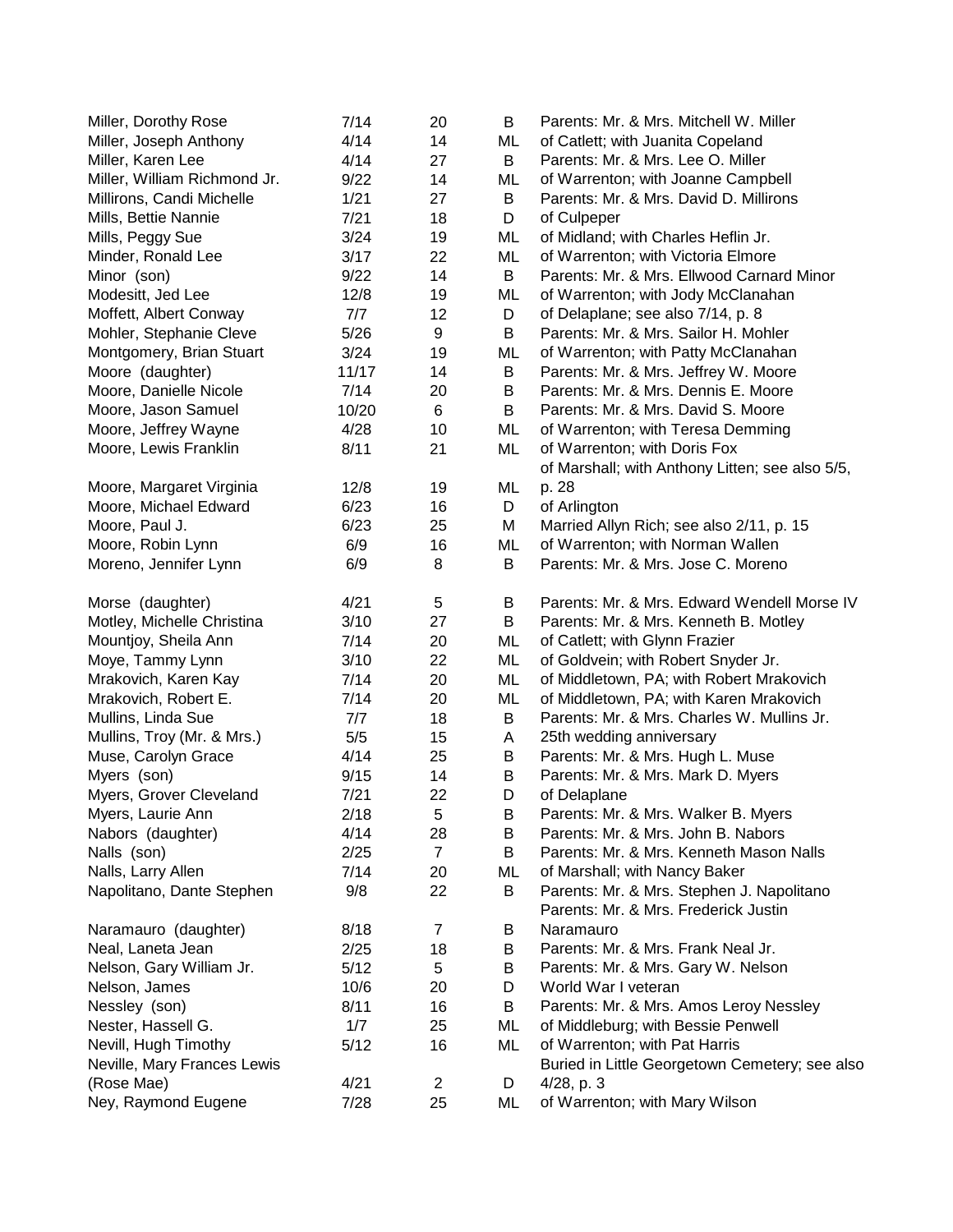| | | | | |
|---|---|---|---|---|
| Miller, Dorothy Rose | 7/14 | 20 | B | Parents: Mr. & Mrs. Mitchell W. Miller |
| Miller, Joseph Anthony | 4/14 | 14 | ML | of Catlett; with Juanita Copeland |
| Miller, Karen Lee | 4/14 | 27 | B | Parents: Mr. & Mrs. Lee O. Miller |
| Miller, William Richmond Jr. | 9/22 | 14 | ML | of Warrenton; with Joanne Campbell |
| Millirons, Candi Michelle | 1/21 | 27 | B | Parents: Mr. & Mrs. David D. Millirons |
| Mills, Bettie Nannie | 7/21 | 18 | D | of Culpeper |
| Mills, Peggy Sue | 3/24 | 19 | ML | of Midland; with Charles Heflin Jr. |
| Minder, Ronald Lee | 3/17 | 22 | ML | of Warrenton; with Victoria Elmore |
| Minor (son) | 9/22 | 14 | B | Parents: Mr. & Mrs. Ellwood Carnard Minor |
| Modesitt, Jed Lee | 12/8 | 19 | ML | of Warrenton; with Jody McClanahan |
| Moffett, Albert Conway | 7/7 | 12 | D | of Delaplane; see also 7/14, p. 8 |
| Mohler, Stephanie Cleve | 5/26 | 9 | B | Parents: Mr. & Mrs. Sailor H. Mohler |
| Montgomery, Brian Stuart | 3/24 | 19 | ML | of Warrenton; with Patty McClanahan |
| Moore (daughter) | 11/17 | 14 | B | Parents: Mr. & Mrs. Jeffrey W. Moore |
| Moore, Danielle Nicole | 7/14 | 20 | B | Parents: Mr. & Mrs. Dennis E. Moore |
| Moore, Jason Samuel | 10/20 | 6 | B | Parents: Mr. & Mrs. David S. Moore |
| Moore, Jeffrey Wayne | 4/28 | 10 | ML | of Warrenton; with Teresa Demming |
| Moore, Lewis Franklin | 8/11 | 21 | ML | of Warrenton; with Doris Fox |
| Moore, Margaret Virginia | 12/8 | 19 | ML | of Marshall; with Anthony Litten; see also 5/5, p. 28 |
| Moore, Michael Edward | 6/23 | 16 | D | of Arlington |
| Moore, Paul J. | 6/23 | 25 | M | Married Allyn Rich; see also 2/11, p. 15 |
| Moore, Robin Lynn | 6/9 | 16 | ML | of Warrenton; with Norman Wallen |
| Moreno, Jennifer Lynn | 6/9 | 8 | B | Parents: Mr. & Mrs. Jose C. Moreno |
| Morse (daughter) | 4/21 | 5 | B | Parents: Mr. & Mrs. Edward Wendell Morse IV |
| Motley, Michelle Christina | 3/10 | 27 | B | Parents: Mr. & Mrs. Kenneth B. Motley |
| Mountjoy, Sheila Ann | 7/14 | 20 | ML | of Catlett; with Glynn Frazier |
| Moye, Tammy Lynn | 3/10 | 22 | ML | of Goldvein; with Robert Snyder Jr. |
| Mrakovich, Karen Kay | 7/14 | 20 | ML | of Middletown, PA; with Robert Mrakovich |
| Mrakovich, Robert E. | 7/14 | 20 | ML | of Middletown, PA; with Karen Mrakovich |
| Mullins, Linda Sue | 7/7 | 18 | B | Parents: Mr. & Mrs. Charles W. Mullins Jr. |
| Mullins, Troy (Mr. & Mrs.) | 5/5 | 15 | A | 25th wedding anniversary |
| Muse, Carolyn Grace | 4/14 | 25 | B | Parents: Mr. & Mrs. Hugh L. Muse |
| Myers (son) | 9/15 | 14 | B | Parents: Mr. & Mrs. Mark D. Myers |
| Myers, Grover Cleveland | 7/21 | 22 | D | of Delaplane |
| Myers, Laurie Ann | 2/18 | 5 | B | Parents: Mr. & Mrs. Walker B. Myers |
| Nabors (daughter) | 4/14 | 28 | B | Parents: Mr. & Mrs. John B. Nabors |
| Nalls (son) | 2/25 | 7 | B | Parents: Mr. & Mrs. Kenneth Mason Nalls |
| Nalls, Larry Allen | 7/14 | 20 | ML | of Marshall; with Nancy Baker |
| Napolitano, Dante Stephen | 9/8 | 22 | B | Parents: Mr. & Mrs. Stephen J. Napolitano |
| Naramauro (daughter) | 8/18 | 7 | B | Parents: Mr. & Mrs. Frederick Justin Naramauro |
| Neal, Laneta Jean | 2/25 | 18 | B | Parents: Mr. & Mrs. Frank Neal Jr. |
| Nelson, Gary William Jr. | 5/12 | 5 | B | Parents: Mr. & Mrs. Gary W. Nelson |
| Nelson, James | 10/6 | 20 | D | World War I veteran |
| Nessley (son) | 8/11 | 16 | B | Parents: Mr. & Mrs. Amos Leroy Nessley |
| Nester, Hassell G. | 1/7 | 25 | ML | of Middleburg; with Bessie Penwell |
| Nevill, Hugh Timothy | 5/12 | 16 | ML | of Warrenton; with Pat Harris |
| Neville, Mary Frances Lewis (Rose Mae) | 4/21 | 2 | D | Buried in Little Georgetown Cemetery; see also 4/28, p. 3 |
| Ney, Raymond Eugene | 7/28 | 25 | ML | of Warrenton; with Mary Wilson |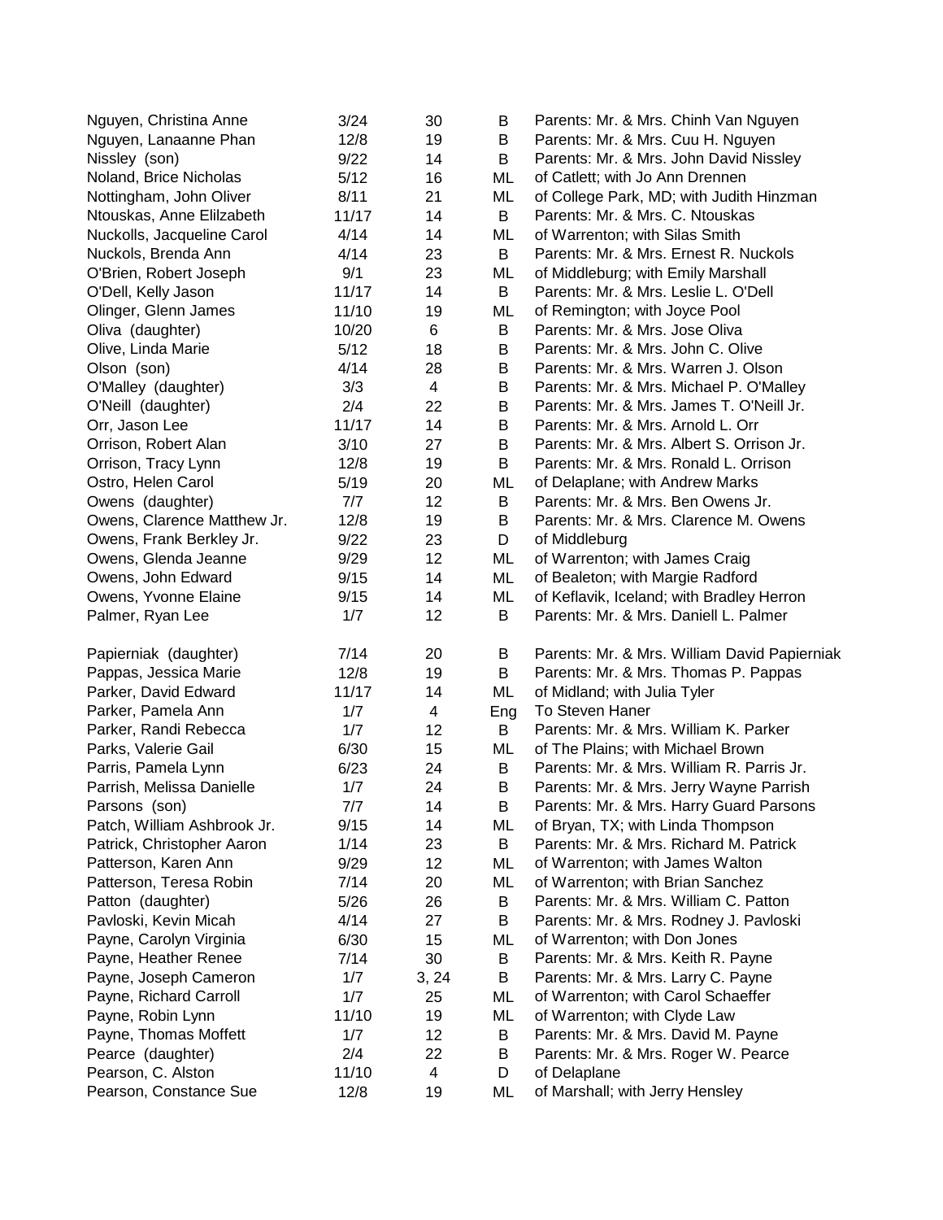| | | | | |
|---|---|---|---|---|
| Nguyen, Christina Anne | 3/24 | 30 | B | Parents: Mr. & Mrs. Chinh Van Nguyen |
| Nguyen, Lanaanne Phan | 12/8 | 19 | B | Parents: Mr. & Mrs. Cuu H. Nguyen |
| Nissley (son) | 9/22 | 14 | B | Parents: Mr. & Mrs. John David Nissley |
| Noland, Brice Nicholas | 5/12 | 16 | ML | of Catlett; with Jo Ann Drennen |
| Nottingham, John Oliver | 8/11 | 21 | ML | of College Park, MD; with Judith Hinzman |
| Ntouskas, Anne Elilzabeth | 11/17 | 14 | B | Parents: Mr. & Mrs. C. Ntouskas |
| Nuckolls, Jacqueline Carol | 4/14 | 14 | ML | of Warrenton; with Silas Smith |
| Nuckols, Brenda Ann | 4/14 | 23 | B | Parents: Mr. & Mrs. Ernest R. Nuckols |
| O'Brien, Robert Joseph | 9/1 | 23 | ML | of Middleburg; with Emily Marshall |
| O'Dell, Kelly Jason | 11/17 | 14 | B | Parents: Mr. & Mrs. Leslie L. O'Dell |
| Olinger, Glenn James | 11/10 | 19 | ML | of Remington; with Joyce Pool |
| Oliva (daughter) | 10/20 | 6 | B | Parents: Mr. & Mrs. Jose Oliva |
| Olive, Linda Marie | 5/12 | 18 | B | Parents: Mr. & Mrs. John C. Olive |
| Olson (son) | 4/14 | 28 | B | Parents: Mr. & Mrs. Warren J. Olson |
| O'Malley (daughter) | 3/3 | 4 | B | Parents: Mr. & Mrs. Michael P. O'Malley |
| O'Neill (daughter) | 2/4 | 22 | B | Parents: Mr. & Mrs. James T. O'Neill Jr. |
| Orr, Jason Lee | 11/17 | 14 | B | Parents: Mr. & Mrs. Arnold L. Orr |
| Orrison, Robert Alan | 3/10 | 27 | B | Parents: Mr. & Mrs. Albert S. Orrison Jr. |
| Orrison, Tracy Lynn | 12/8 | 19 | B | Parents: Mr. & Mrs. Ronald L. Orrison |
| Ostro, Helen Carol | 5/19 | 20 | ML | of Delaplane; with Andrew Marks |
| Owens (daughter) | 7/7 | 12 | B | Parents: Mr. & Mrs. Ben Owens Jr. |
| Owens, Clarence Matthew Jr. | 12/8 | 19 | B | Parents: Mr. & Mrs. Clarence M. Owens |
| Owens, Frank Berkley Jr. | 9/22 | 23 | D | of Middleburg |
| Owens, Glenda Jeanne | 9/29 | 12 | ML | of Warrenton; with James Craig |
| Owens, John Edward | 9/15 | 14 | ML | of Bealeton; with Margie Radford |
| Owens, Yvonne Elaine | 9/15 | 14 | ML | of Keflavik, Iceland; with Bradley Herron |
| Palmer, Ryan Lee | 1/7 | 12 | B | Parents: Mr. & Mrs. Daniell L. Palmer |
| Papierniak (daughter) | 7/14 | 20 | B | Parents: Mr. & Mrs. William David Papierniak |
| Pappas, Jessica Marie | 12/8 | 19 | B | Parents: Mr. & Mrs. Thomas P. Pappas |
| Parker, David Edward | 11/17 | 14 | ML | of Midland; with Julia Tyler |
| Parker, Pamela Ann | 1/7 | 4 | Eng | To Steven Haner |
| Parker, Randi Rebecca | 1/7 | 12 | B | Parents: Mr. & Mrs. William K. Parker |
| Parks, Valerie Gail | 6/30 | 15 | ML | of The Plains; with Michael Brown |
| Parris, Pamela Lynn | 6/23 | 24 | B | Parents: Mr. & Mrs. William R. Parris Jr. |
| Parrish, Melissa Danielle | 1/7 | 24 | B | Parents: Mr. & Mrs. Jerry Wayne Parrish |
| Parsons (son) | 7/7 | 14 | B | Parents: Mr. & Mrs. Harry Guard Parsons |
| Patch, William Ashbrook Jr. | 9/15 | 14 | ML | of Bryan, TX; with Linda Thompson |
| Patrick, Christopher Aaron | 1/14 | 23 | B | Parents: Mr. & Mrs. Richard M. Patrick |
| Patterson, Karen Ann | 9/29 | 12 | ML | of Warrenton; with James Walton |
| Patterson, Teresa Robin | 7/14 | 20 | ML | of Warrenton; with Brian Sanchez |
| Patton (daughter) | 5/26 | 26 | B | Parents: Mr. & Mrs. William C. Patton |
| Pavloski, Kevin Micah | 4/14 | 27 | B | Parents: Mr. & Mrs. Rodney J. Pavloski |
| Payne, Carolyn Virginia | 6/30 | 15 | ML | of Warrenton; with Don Jones |
| Payne, Heather Renee | 7/14 | 30 | B | Parents: Mr. & Mrs. Keith R. Payne |
| Payne, Joseph Cameron | 1/7 | 3, 24 | B | Parents: Mr. & Mrs. Larry C. Payne |
| Payne, Richard Carroll | 1/7 | 25 | ML | of Warrenton; with Carol Schaeffer |
| Payne, Robin Lynn | 11/10 | 19 | ML | of Warrenton; with Clyde Law |
| Payne, Thomas Moffett | 1/7 | 12 | B | Parents: Mr. & Mrs. David M. Payne |
| Pearce (daughter) | 2/4 | 22 | B | Parents: Mr. & Mrs. Roger W. Pearce |
| Pearson, C. Alston | 11/10 | 4 | D | of Delaplane |
| Pearson, Constance Sue | 12/8 | 19 | ML | of Marshall; with Jerry Hensley |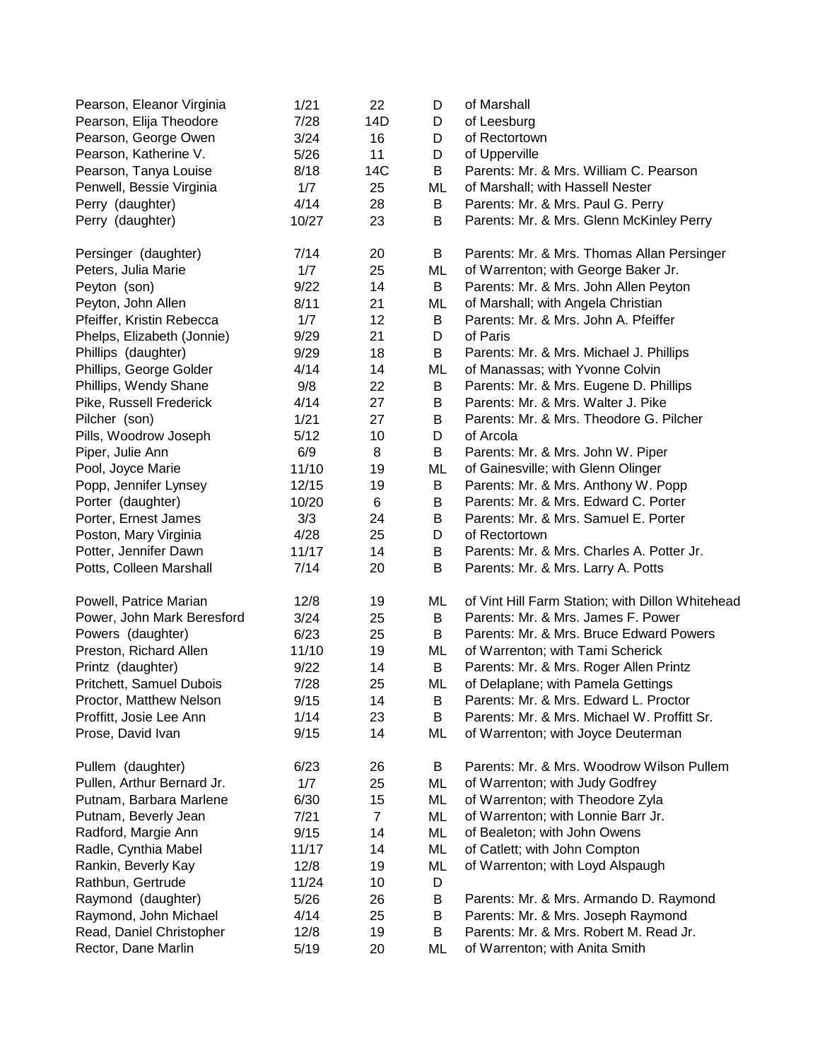| | | | | |
|---|---|---|---|---|
| Pearson, Eleanor Virginia | 1/21 | 22 | D | of Marshall |
| Pearson, Elija Theodore | 7/28 | 14D | D | of Leesburg |
| Pearson, George Owen | 3/24 | 16 | D | of Rectortown |
| Pearson, Katherine V. | 5/26 | 11 | D | of Upperville |
| Pearson, Tanya Louise | 8/18 | 14C | B | Parents: Mr. & Mrs. William C. Pearson |
| Penwell, Bessie Virginia | 1/7 | 25 | ML | of Marshall; with Hassell Nester |
| Perry (daughter) | 4/14 | 28 | B | Parents: Mr. & Mrs. Paul G. Perry |
| Perry (daughter) | 10/27 | 23 | B | Parents: Mr. & Mrs. Glenn McKinley Perry |
| Persinger (daughter) | 7/14 | 20 | B | Parents: Mr. & Mrs. Thomas Allan Persinger |
| Peters, Julia Marie | 1/7 | 25 | ML | of Warrenton; with George Baker Jr. |
| Peyton (son) | 9/22 | 14 | B | Parents: Mr. & Mrs. John Allen Peyton |
| Peyton, John Allen | 8/11 | 21 | ML | of Marshall; with Angela Christian |
| Pfeiffer, Kristin Rebecca | 1/7 | 12 | B | Parents: Mr. & Mrs. John A. Pfeiffer |
| Phelps, Elizabeth (Jonnie) | 9/29 | 21 | D | of Paris |
| Phillips (daughter) | 9/29 | 18 | B | Parents: Mr. & Mrs. Michael J. Phillips |
| Phillips, George Golder | 4/14 | 14 | ML | of Manassas; with Yvonne Colvin |
| Phillips, Wendy Shane | 9/8 | 22 | B | Parents: Mr. & Mrs. Eugene D. Phillips |
| Pike, Russell Frederick | 4/14 | 27 | B | Parents: Mr. & Mrs. Walter J. Pike |
| Pilcher (son) | 1/21 | 27 | B | Parents: Mr. & Mrs. Theodore G. Pilcher |
| Pills, Woodrow Joseph | 5/12 | 10 | D | of Arcola |
| Piper, Julie Ann | 6/9 | 8 | B | Parents: Mr. & Mrs. John W. Piper |
| Pool, Joyce Marie | 11/10 | 19 | ML | of Gainesville; with Glenn Olinger |
| Popp, Jennifer Lynsey | 12/15 | 19 | B | Parents: Mr. & Mrs. Anthony W. Popp |
| Porter (daughter) | 10/20 | 6 | B | Parents: Mr. & Mrs. Edward C. Porter |
| Porter, Ernest James | 3/3 | 24 | B | Parents: Mr. & Mrs. Samuel E. Porter |
| Poston, Mary Virginia | 4/28 | 25 | D | of Rectortown |
| Potter, Jennifer Dawn | 11/17 | 14 | B | Parents: Mr. & Mrs. Charles A. Potter Jr. |
| Potts, Colleen Marshall | 7/14 | 20 | B | Parents: Mr. & Mrs. Larry A. Potts |
| Powell, Patrice Marian | 12/8 | 19 | ML | of Vint Hill Farm Station; with Dillon Whitehead |
| Power, John Mark Beresford | 3/24 | 25 | B | Parents: Mr. & Mrs. James F. Power |
| Powers (daughter) | 6/23 | 25 | B | Parents: Mr. & Mrs. Bruce Edward Powers |
| Preston, Richard Allen | 11/10 | 19 | ML | of Warrenton; with Tami Scherick |
| Printz (daughter) | 9/22 | 14 | B | Parents: Mr. & Mrs. Roger Allen Printz |
| Pritchett, Samuel Dubois | 7/28 | 25 | ML | of Delaplane; with Pamela Gettings |
| Proctor, Matthew Nelson | 9/15 | 14 | B | Parents: Mr. & Mrs. Edward L. Proctor |
| Proffitt, Josie Lee Ann | 1/14 | 23 | B | Parents: Mr. & Mrs. Michael W. Proffitt Sr. |
| Prose, David Ivan | 9/15 | 14 | ML | of Warrenton; with Joyce Deuterman |
| Pullem (daughter) | 6/23 | 26 | B | Parents: Mr. & Mrs. Woodrow Wilson Pullem |
| Pullen, Arthur Bernard Jr. | 1/7 | 25 | ML | of Warrenton; with Judy Godfrey |
| Putnam, Barbara Marlene | 6/30 | 15 | ML | of Warrenton; with Theodore Zyla |
| Putnam, Beverly Jean | 7/21 | 7 | ML | of Warrenton; with Lonnie Barr Jr. |
| Radford, Margie Ann | 9/15 | 14 | ML | of Bealeton; with John Owens |
| Radle, Cynthia Mabel | 11/17 | 14 | ML | of Catlett; with John Compton |
| Rankin, Beverly Kay | 12/8 | 19 | ML | of Warrenton; with Loyd Alspaugh |
| Rathbun, Gertrude | 11/24 | 10 | D | |
| Raymond (daughter) | 5/26 | 26 | B | Parents: Mr. & Mrs. Armando D. Raymond |
| Raymond, John Michael | 4/14 | 25 | B | Parents: Mr. & Mrs. Joseph Raymond |
| Read, Daniel Christopher | 12/8 | 19 | B | Parents: Mr. & Mrs. Robert M. Read Jr. |
| Rector, Dane Marlin | 5/19 | 20 | ML | of Warrenton; with Anita Smith |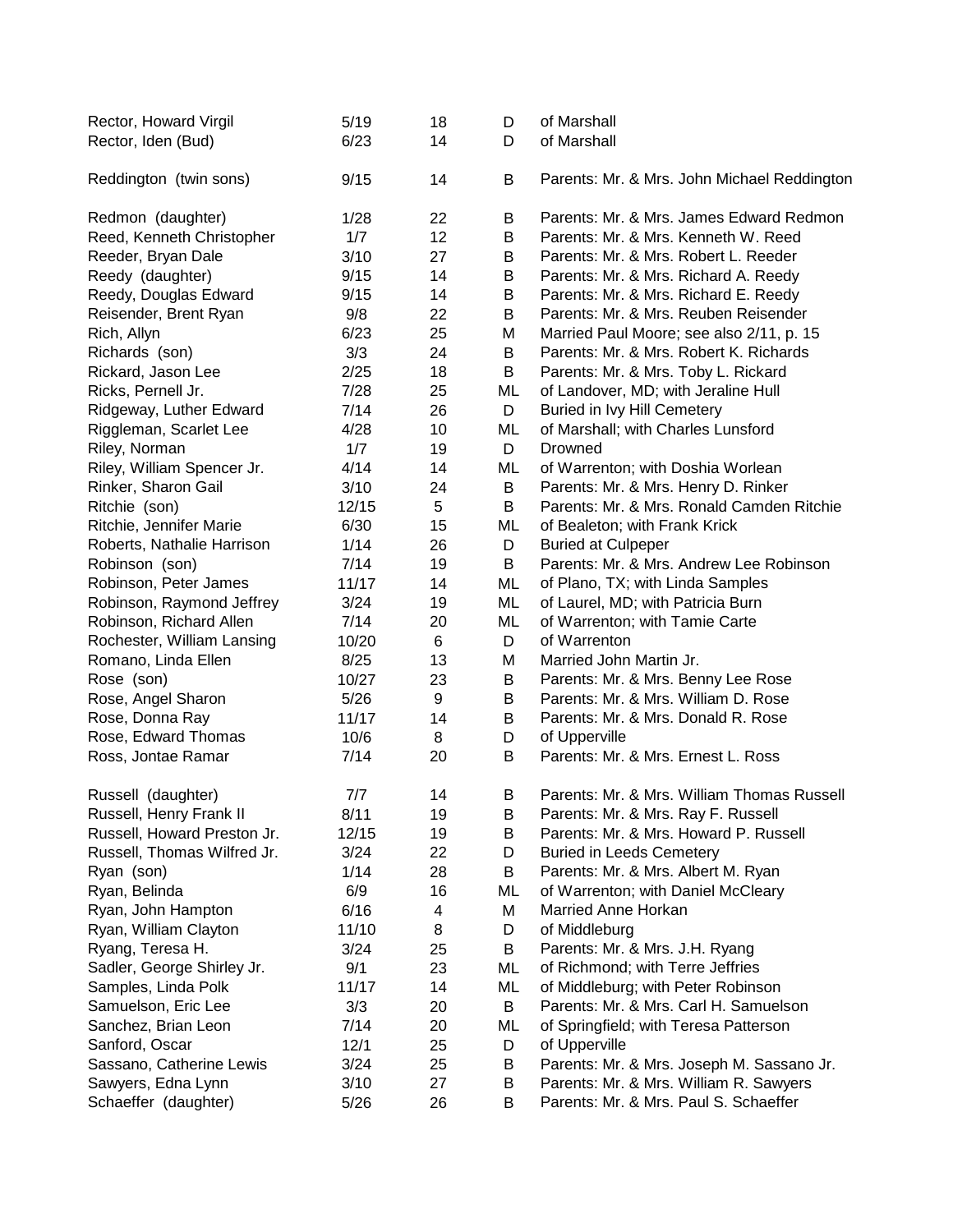| | | | | |
|---|---|---|---|---|
| Rector, Howard Virgil | 5/19 | 18 | D | of Marshall |
| Rector, Iden (Bud) | 6/23 | 14 | D | of Marshall |
| Reddington (twin sons) | 9/15 | 14 | B | Parents: Mr. & Mrs. John Michael Reddington |
| Redmon (daughter) | 1/28 | 22 | B | Parents: Mr. & Mrs. James Edward Redmon |
| Reed, Kenneth Christopher | 1/7 | 12 | B | Parents: Mr. & Mrs. Kenneth W. Reed |
| Reeder, Bryan Dale | 3/10 | 27 | B | Parents: Mr. & Mrs. Robert L. Reeder |
| Reedy (daughter) | 9/15 | 14 | B | Parents: Mr. & Mrs. Richard A. Reedy |
| Reedy, Douglas Edward | 9/15 | 14 | B | Parents: Mr. & Mrs. Richard E. Reedy |
| Reisender, Brent Ryan | 9/8 | 22 | B | Parents: Mr. & Mrs. Reuben Reisender |
| Rich, Allyn | 6/23 | 25 | M | Married Paul Moore; see also 2/11, p. 15 |
| Richards (son) | 3/3 | 24 | B | Parents: Mr. & Mrs. Robert K. Richards |
| Rickard, Jason Lee | 2/25 | 18 | B | Parents: Mr. & Mrs. Toby L. Rickard |
| Ricks, Pernell Jr. | 7/28 | 25 | ML | of Landover, MD; with Jeraline Hull |
| Ridgeway, Luther Edward | 7/14 | 26 | D | Buried in Ivy Hill Cemetery |
| Riggleman, Scarlet Lee | 4/28 | 10 | ML | of Marshall; with Charles Lunsford |
| Riley, Norman | 1/7 | 19 | D | Drowned |
| Riley, William Spencer Jr. | 4/14 | 14 | ML | of Warrenton; with Doshia Worlean |
| Rinker, Sharon Gail | 3/10 | 24 | B | Parents: Mr. & Mrs. Henry D. Rinker |
| Ritchie (son) | 12/15 | 5 | B | Parents: Mr. & Mrs. Ronald Camden Ritchie |
| Ritchie, Jennifer Marie | 6/30 | 15 | ML | of Bealeton; with Frank Krick |
| Roberts, Nathalie Harrison | 1/14 | 26 | D | Buried at Culpeper |
| Robinson (son) | 7/14 | 19 | B | Parents: Mr. & Mrs. Andrew Lee Robinson |
| Robinson, Peter James | 11/17 | 14 | ML | of Plano, TX; with Linda Samples |
| Robinson, Raymond Jeffrey | 3/24 | 19 | ML | of Laurel, MD; with Patricia Burn |
| Robinson, Richard Allen | 7/14 | 20 | ML | of Warrenton; with Tamie Carte |
| Rochester, William Lansing | 10/20 | 6 | D | of Warrenton |
| Romano, Linda Ellen | 8/25 | 13 | M | Married John Martin Jr. |
| Rose (son) | 10/27 | 23 | B | Parents: Mr. & Mrs. Benny Lee Rose |
| Rose, Angel Sharon | 5/26 | 9 | B | Parents: Mr. & Mrs. William D. Rose |
| Rose, Donna Ray | 11/17 | 14 | B | Parents: Mr. & Mrs. Donald R. Rose |
| Rose, Edward Thomas | 10/6 | 8 | D | of Upperville |
| Ross, Jontae Ramar | 7/14 | 20 | B | Parents: Mr. & Mrs. Ernest L. Ross |
| Russell (daughter) | 7/7 | 14 | B | Parents: Mr. & Mrs. William Thomas Russell |
| Russell, Henry Frank II | 8/11 | 19 | B | Parents: Mr. & Mrs. Ray F. Russell |
| Russell, Howard Preston Jr. | 12/15 | 19 | B | Parents: Mr. & Mrs. Howard P. Russell |
| Russell, Thomas Wilfred Jr. | 3/24 | 22 | D | Buried in Leeds Cemetery |
| Ryan (son) | 1/14 | 28 | B | Parents: Mr. & Mrs. Albert M. Ryan |
| Ryan, Belinda | 6/9 | 16 | ML | of Warrenton; with Daniel McCleary |
| Ryan, John Hampton | 6/16 | 4 | M | Married Anne Horkan |
| Ryan, William Clayton | 11/10 | 8 | D | of Middleburg |
| Ryang, Teresa H. | 3/24 | 25 | B | Parents: Mr. & Mrs. J.H. Ryang |
| Sadler, George Shirley Jr. | 9/1 | 23 | ML | of Richmond; with Terre Jeffries |
| Samples, Linda Polk | 11/17 | 14 | ML | of Middleburg; with Peter Robinson |
| Samuelson, Eric Lee | 3/3 | 20 | B | Parents: Mr. & Mrs. Carl H. Samuelson |
| Sanchez, Brian Leon | 7/14 | 20 | ML | of Springfield; with Teresa Patterson |
| Sanford, Oscar | 12/1 | 25 | D | of Upperville |
| Sassano, Catherine Lewis | 3/24 | 25 | B | Parents: Mr. & Mrs. Joseph M. Sassano Jr. |
| Sawyers, Edna Lynn | 3/10 | 27 | B | Parents: Mr. & Mrs. William R. Sawyers |
| Schaeffer (daughter) | 5/26 | 26 | B | Parents: Mr. & Mrs. Paul S. Schaeffer |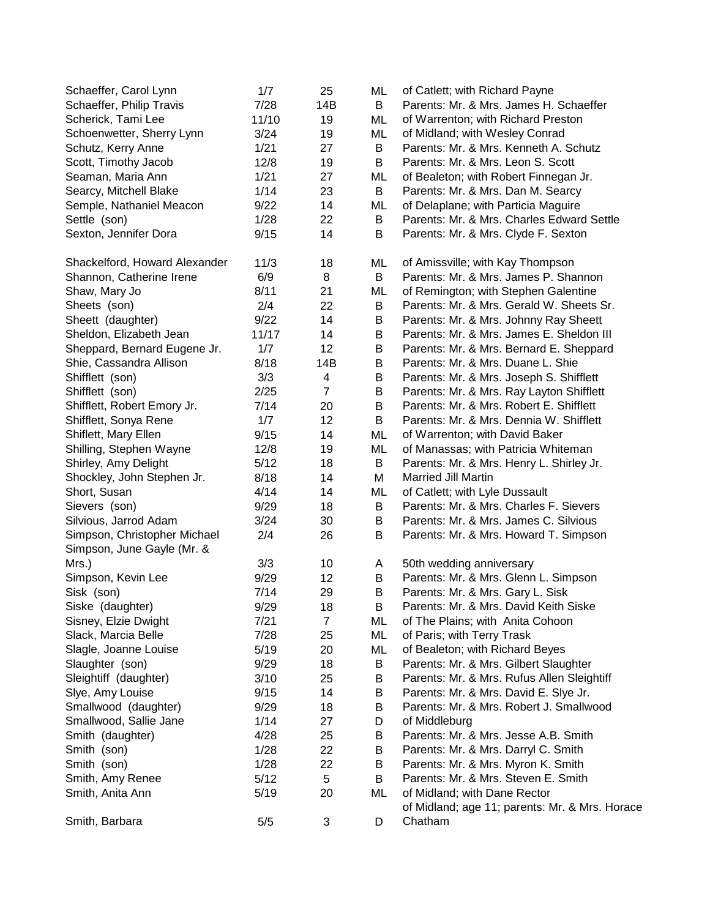| | | | | |
|---|---|---|---|---|
| Schaeffer, Carol Lynn | 1/7 | 25 | ML | of Catlett; with Richard Payne |
| Schaeffer, Philip Travis | 7/28 | 14B | B | Parents: Mr. & Mrs. James H. Schaeffer |
| Scherick, Tami Lee | 11/10 | 19 | ML | of Warrenton; with Richard Preston |
| Schoenwetter, Sherry Lynn | 3/24 | 19 | ML | of Midland; with Wesley Conrad |
| Schutz, Kerry Anne | 1/21 | 27 | B | Parents: Mr. & Mrs. Kenneth A. Schutz |
| Scott, Timothy Jacob | 12/8 | 19 | B | Parents: Mr. & Mrs. Leon S. Scott |
| Seaman, Maria Ann | 1/21 | 27 | ML | of Bealeton; with Robert Finnegan Jr. |
| Searcy, Mitchell Blake | 1/14 | 23 | B | Parents: Mr. & Mrs. Dan M. Searcy |
| Semple, Nathaniel Meacon | 9/22 | 14 | ML | of Delaplane; with Particia Maguire |
| Settle (son) | 1/28 | 22 | B | Parents: Mr. & Mrs. Charles Edward Settle |
| Sexton, Jennifer Dora | 9/15 | 14 | B | Parents: Mr. & Mrs. Clyde F. Sexton |
| Shackelford, Howard Alexander | 11/3 | 18 | ML | of Amissville; with Kay Thompson |
| Shannon, Catherine Irene | 6/9 | 8 | B | Parents: Mr. & Mrs. James P. Shannon |
| Shaw, Mary Jo | 8/11 | 21 | ML | of Remington; with Stephen Galentine |
| Sheets (son) | 2/4 | 22 | B | Parents: Mr. & Mrs. Gerald W. Sheets Sr. |
| Sheett (daughter) | 9/22 | 14 | B | Parents: Mr. & Mrs. Johnny Ray Sheett |
| Sheldon, Elizabeth Jean | 11/17 | 14 | B | Parents: Mr. & Mrs. James E. Sheldon III |
| Sheppard, Bernard Eugene Jr. | 1/7 | 12 | B | Parents: Mr. & Mrs. Bernard E. Sheppard |
| Shie, Cassandra Allison | 8/18 | 14B | B | Parents: Mr. & Mrs. Duane L. Shie |
| Shifflett (son) | 3/3 | 4 | B | Parents: Mr. & Mrs. Joseph S. Shifflett |
| Shifflett (son) | 2/25 | 7 | B | Parents: Mr. & Mrs. Ray Layton Shifflett |
| Shifflett, Robert Emory Jr. | 7/14 | 20 | B | Parents: Mr. & Mrs. Robert E. Shifflett |
| Shifflett, Sonya Rene | 1/7 | 12 | B | Parents: Mr. & Mrs. Dennia W. Shifflett |
| Shiflett, Mary Ellen | 9/15 | 14 | ML | of Warrenton; with David Baker |
| Shilling, Stephen Wayne | 12/8 | 19 | ML | of Manassas; with Patricia Whiteman |
| Shirley, Amy Delight | 5/12 | 18 | B | Parents: Mr. & Mrs. Henry L. Shirley Jr. |
| Shockley, John Stephen Jr. | 8/18 | 14 | M | Married Jill Martin |
| Short, Susan | 4/14 | 14 | ML | of Catlett; with Lyle Dussault |
| Sievers (son) | 9/29 | 18 | B | Parents: Mr. & Mrs. Charles F. Sievers |
| Silvious, Jarrod Adam | 3/24 | 30 | B | Parents: Mr. & Mrs. James C. Silvious |
| Simpson, Christopher Michael | 2/4 | 26 | B | Parents: Mr. & Mrs. Howard T. Simpson |
| Simpson, June Gayle (Mr. & Mrs.) | 3/3 | 10 | A | 50th wedding anniversary |
| Simpson, Kevin Lee | 9/29 | 12 | B | Parents: Mr. & Mrs. Glenn L. Simpson |
| Sisk (son) | 7/14 | 29 | B | Parents: Mr. & Mrs. Gary L. Sisk |
| Siske (daughter) | 9/29 | 18 | B | Parents: Mr. & Mrs. David Keith Siske |
| Sisney, Elzie Dwight | 7/21 | 7 | ML | of The Plains; with Anita Cohoon |
| Slack, Marcia Belle | 7/28 | 25 | ML | of Paris; with Terry Trask |
| Slagle, Joanne Louise | 5/19 | 20 | ML | of Bealeton; with Richard Beyes |
| Slaughter (son) | 9/29 | 18 | B | Parents: Mr. & Mrs. Gilbert Slaughter |
| Sleightiff (daughter) | 3/10 | 25 | B | Parents: Mr. & Mrs. Rufus Allen Sleightiff |
| Slye, Amy Louise | 9/15 | 14 | B | Parents: Mr. & Mrs. David E. Slye Jr. |
| Smallwood (daughter) | 9/29 | 18 | B | Parents: Mr. & Mrs. Robert J. Smallwood |
| Smallwood, Sallie Jane | 1/14 | 27 | D | of Middleburg |
| Smith (daughter) | 4/28 | 25 | B | Parents: Mr. & Mrs. Jesse A.B. Smith |
| Smith (son) | 1/28 | 22 | B | Parents: Mr. & Mrs. Darryl C. Smith |
| Smith (son) | 1/28 | 22 | B | Parents: Mr. & Mrs. Myron K. Smith |
| Smith, Amy Renee | 5/12 | 5 | B | Parents: Mr. & Mrs. Steven E. Smith |
| Smith, Anita Ann | 5/19 | 20 | ML | of Midland; with Dane Rector |
| Smith, Barbara | 5/5 | 3 | D | of Midland; age 11; parents: Mr. & Mrs. Horace Chatham |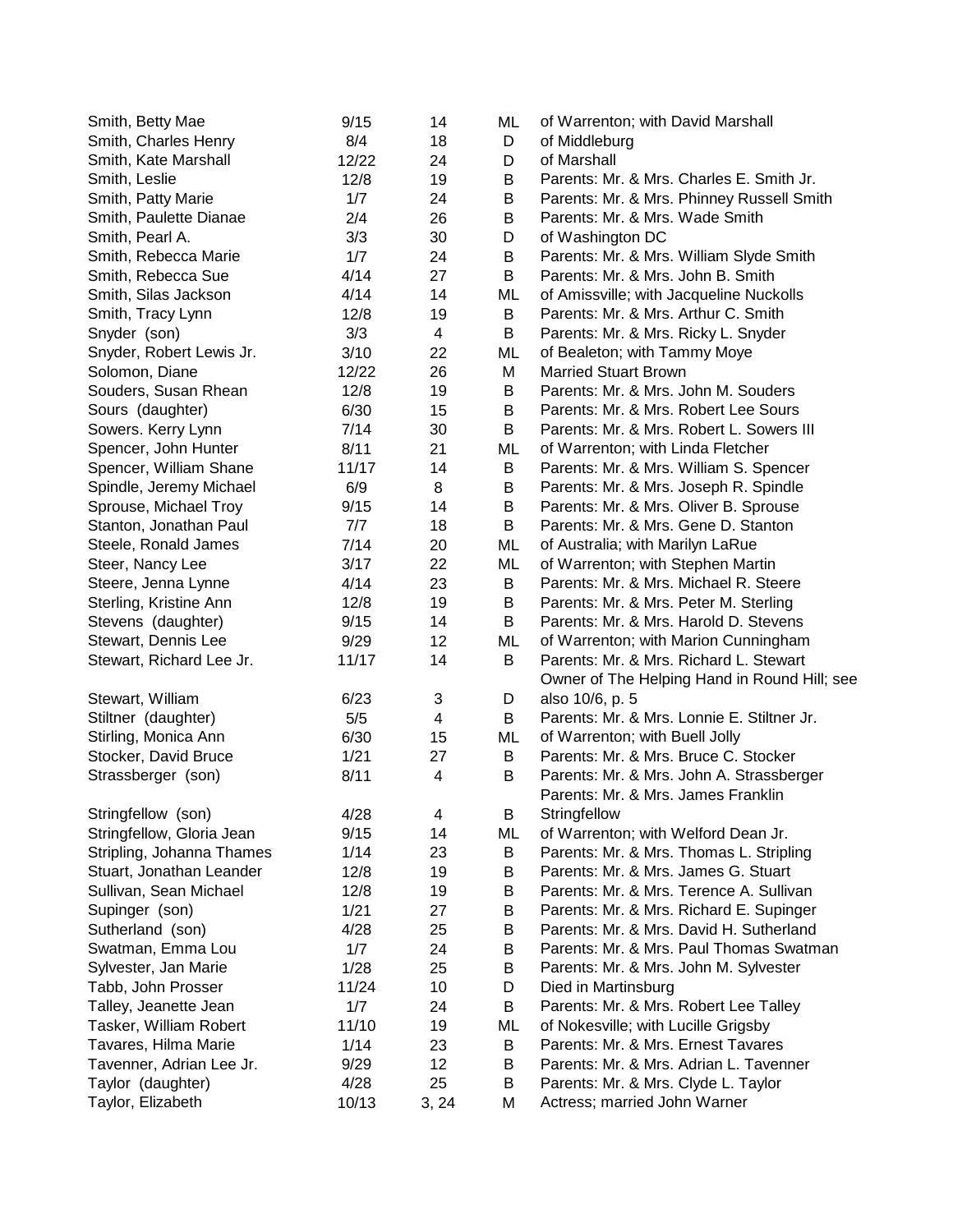| | | | | |
|---|---|---|---|---|
| Smith, Betty Mae | 9/15 | 14 | ML | of Warrenton; with David Marshall |
| Smith, Charles Henry | 8/4 | 18 | D | of Middleburg |
| Smith, Kate Marshall | 12/22 | 24 | D | of Marshall |
| Smith, Leslie | 12/8 | 19 | B | Parents: Mr. & Mrs. Charles E. Smith Jr. |
| Smith, Patty Marie | 1/7 | 24 | B | Parents: Mr. & Mrs. Phinney Russell Smith |
| Smith, Paulette Dianae | 2/4 | 26 | B | Parents: Mr. & Mrs. Wade Smith |
| Smith, Pearl A. | 3/3 | 30 | D | of Washington DC |
| Smith, Rebecca Marie | 1/7 | 24 | B | Parents: Mr. & Mrs. William Slyde Smith |
| Smith, Rebecca Sue | 4/14 | 27 | B | Parents: Mr. & Mrs. John B. Smith |
| Smith, Silas Jackson | 4/14 | 14 | ML | of Amissville; with Jacqueline Nuckolls |
| Smith, Tracy Lynn | 12/8 | 19 | B | Parents: Mr. & Mrs. Arthur C. Smith |
| Snyder (son) | 3/3 | 4 | B | Parents: Mr. & Mrs. Ricky L. Snyder |
| Snyder, Robert Lewis Jr. | 3/10 | 22 | ML | of Bealeton; with Tammy Moye |
| Solomon, Diane | 12/22 | 26 | M | Married Stuart Brown |
| Souders, Susan Rhean | 12/8 | 19 | B | Parents: Mr. & Mrs. John M. Souders |
| Sours (daughter) | 6/30 | 15 | B | Parents: Mr. & Mrs. Robert Lee Sours |
| Sowers. Kerry Lynn | 7/14 | 30 | B | Parents: Mr. & Mrs. Robert L. Sowers III |
| Spencer, John Hunter | 8/11 | 21 | ML | of Warrenton; with Linda Fletcher |
| Spencer, William Shane | 11/17 | 14 | B | Parents: Mr. & Mrs. William S. Spencer |
| Spindle, Jeremy Michael | 6/9 | 8 | B | Parents: Mr. & Mrs. Joseph R. Spindle |
| Sprouse, Michael Troy | 9/15 | 14 | B | Parents: Mr. & Mrs. Oliver B. Sprouse |
| Stanton, Jonathan Paul | 7/7 | 18 | B | Parents: Mr. & Mrs. Gene D. Stanton |
| Steele, Ronald James | 7/14 | 20 | ML | of Australia; with Marilyn LaRue |
| Steer, Nancy Lee | 3/17 | 22 | ML | of Warrenton; with Stephen Martin |
| Steere, Jenna Lynne | 4/14 | 23 | B | Parents: Mr. & Mrs. Michael R. Steere |
| Sterling, Kristine Ann | 12/8 | 19 | B | Parents: Mr. & Mrs. Peter M. Sterling |
| Stevens (daughter) | 9/15 | 14 | B | Parents: Mr. & Mrs. Harold D. Stevens |
| Stewart, Dennis Lee | 9/29 | 12 | ML | of Warrenton; with Marion Cunningham |
| Stewart, Richard Lee Jr. | 11/17 | 14 | B | Parents: Mr. & Mrs. Richard L. Stewart |
| Stewart, William | 6/23 | 3 | D | Owner of The Helping Hand in Round Hill; see also 10/6, p. 5 |
| Stiltner (daughter) | 5/5 | 4 | B | Parents: Mr. & Mrs. Lonnie E. Stiltner Jr. |
| Stirling, Monica Ann | 6/30 | 15 | ML | of Warrenton; with Buell Jolly |
| Stocker, David Bruce | 1/21 | 27 | B | Parents: Mr. & Mrs. Bruce C. Stocker |
| Strassberger (son) | 8/11 | 4 | B | Parents: Mr. & Mrs. John A. Strassberger |
| Stringfellow (son) | 4/28 | 4 | B | Parents: Mr. & Mrs. James Franklin Stringfellow |
| Stringfellow, Gloria Jean | 9/15 | 14 | ML | of Warrenton; with Welford Dean Jr. |
| Stripling, Johanna Thames | 1/14 | 23 | B | Parents: Mr. & Mrs. Thomas L. Stripling |
| Stuart, Jonathan Leander | 12/8 | 19 | B | Parents: Mr. & Mrs. James G. Stuart |
| Sullivan, Sean Michael | 12/8 | 19 | B | Parents: Mr. & Mrs. Terence A. Sullivan |
| Supinger (son) | 1/21 | 27 | B | Parents: Mr. & Mrs. Richard E. Supinger |
| Sutherland (son) | 4/28 | 25 | B | Parents: Mr. & Mrs. David H. Sutherland |
| Swatman, Emma Lou | 1/7 | 24 | B | Parents: Mr. & Mrs. Paul Thomas Swatman |
| Sylvester, Jan Marie | 1/28 | 25 | B | Parents: Mr. & Mrs. John M. Sylvester |
| Tabb, John Prosser | 11/24 | 10 | D | Died in Martinsburg |
| Talley, Jeanette Jean | 1/7 | 24 | B | Parents: Mr. & Mrs. Robert Lee Talley |
| Tasker, William Robert | 11/10 | 19 | ML | of Nokesville; with Lucille Grigsby |
| Tavares, Hilma Marie | 1/14 | 23 | B | Parents: Mr. & Mrs. Ernest Tavares |
| Tavenner, Adrian Lee Jr. | 9/29 | 12 | B | Parents: Mr. & Mrs. Adrian L. Tavenner |
| Taylor (daughter) | 4/28 | 25 | B | Parents: Mr. & Mrs. Clyde L. Taylor |
| Taylor, Elizabeth | 10/13 | 3, 24 | M | Actress; married John Warner |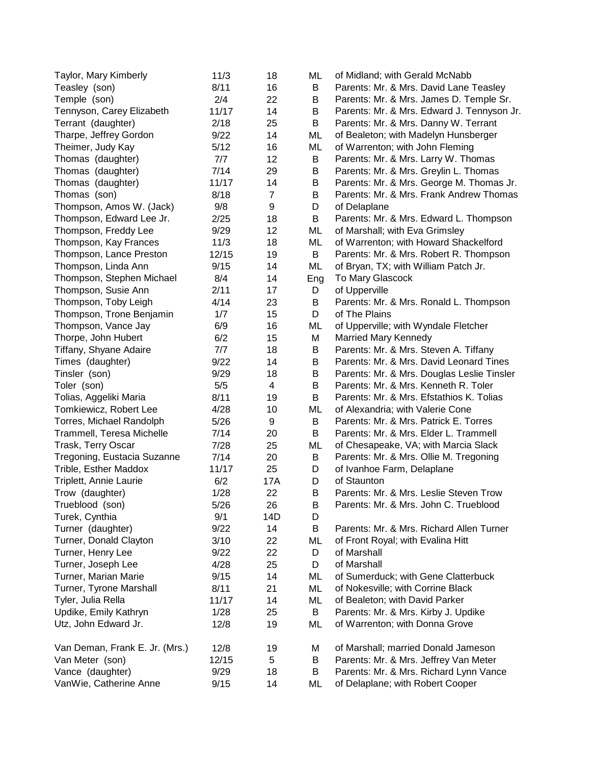| | | | | |
|---|---|---|---|---|
| Taylor, Mary Kimberly | 11/3 | 18 | ML | of Midland; with Gerald McNabb |
| Teasley (son) | 8/11 | 16 | B | Parents: Mr. & Mrs. David Lane Teasley |
| Temple (son) | 2/4 | 22 | B | Parents: Mr. & Mrs. James D. Temple Sr. |
| Tennyson, Carey Elizabeth | 11/17 | 14 | B | Parents: Mr. & Mrs. Edward J. Tennyson Jr. |
| Terrant (daughter) | 2/18 | 25 | B | Parents: Mr. & Mrs. Danny W. Terrant |
| Tharpe, Jeffrey Gordon | 9/22 | 14 | ML | of Bealeton; with Madelyn Hunsberger |
| Theimer, Judy Kay | 5/12 | 16 | ML | of Warrenton; with John Fleming |
| Thomas (daughter) | 7/7 | 12 | B | Parents: Mr. & Mrs. Larry W. Thomas |
| Thomas (daughter) | 7/14 | 29 | B | Parents: Mr. & Mrs. Greylin L. Thomas |
| Thomas (daughter) | 11/17 | 14 | B | Parents: Mr. & Mrs. George M. Thomas Jr. |
| Thomas (son) | 8/18 | 7 | B | Parents: Mr. & Mrs. Frank Andrew Thomas |
| Thompson, Amos W. (Jack) | 9/8 | 9 | D | of Delaplane |
| Thompson, Edward Lee Jr. | 2/25 | 18 | B | Parents: Mr. & Mrs. Edward L. Thompson |
| Thompson, Freddy Lee | 9/29 | 12 | ML | of Marshall; with Eva Grimsley |
| Thompson, Kay Frances | 11/3 | 18 | ML | of Warrenton; with Howard Shackelford |
| Thompson, Lance Preston | 12/15 | 19 | B | Parents: Mr. & Mrs. Robert R. Thompson |
| Thompson, Linda Ann | 9/15 | 14 | ML | of Bryan, TX; with William Patch Jr. |
| Thompson, Stephen Michael | 8/4 | 14 | Eng | To Mary Glascock |
| Thompson, Susie Ann | 2/11 | 17 | D | of Upperville |
| Thompson, Toby Leigh | 4/14 | 23 | B | Parents: Mr. & Mrs. Ronald L. Thompson |
| Thompson, Trone Benjamin | 1/7 | 15 | D | of The Plains |
| Thompson, Vance Jay | 6/9 | 16 | ML | of Upperville; with Wyndale Fletcher |
| Thorpe, John Hubert | 6/2 | 15 | M | Married Mary Kennedy |
| Tiffany, Shyane Adaire | 7/7 | 18 | B | Parents: Mr. & Mrs. Steven A. Tiffany |
| Times (daughter) | 9/22 | 14 | B | Parents: Mr. & Mrs. David Leonard Tines |
| Tinsler (son) | 9/29 | 18 | B | Parents: Mr. & Mrs. Douglas Leslie Tinsler |
| Toler (son) | 5/5 | 4 | B | Parents: Mr. & Mrs. Kenneth R. Toler |
| Tolias, Aggeliki Maria | 8/11 | 19 | B | Parents: Mr. & Mrs. Efstathios K. Tolias |
| Tomkiewicz, Robert Lee | 4/28 | 10 | ML | of Alexandria; with Valerie Cone |
| Torres, Michael Randolph | 5/26 | 9 | B | Parents: Mr. & Mrs. Patrick E. Torres |
| Trammell, Teresa Michelle | 7/14 | 20 | B | Parents: Mr. & Mrs. Elder L. Trammell |
| Trask, Terry Oscar | 7/28 | 25 | ML | of Chesapeake, VA; with Marcia Slack |
| Tregoning, Eustacia Suzanne | 7/14 | 20 | B | Parents: Mr. & Mrs. Ollie M. Tregoning |
| Trible, Esther Maddox | 11/17 | 25 | D | of Ivanhoe Farm, Delaplane |
| Triplett, Annie Laurie | 6/2 | 17A | D | of Staunton |
| Trow (daughter) | 1/28 | 22 | B | Parents: Mr. & Mrs. Leslie Steven Trow |
| Trueblood (son) | 5/26 | 26 | B | Parents: Mr. & Mrs. John C. Trueblood |
| Turek, Cynthia | 9/1 | 14D | D | |
| Turner (daughter) | 9/22 | 14 | B | Parents: Mr. & Mrs. Richard Allen Turner |
| Turner, Donald Clayton | 3/10 | 22 | ML | of Front Royal; with Evalina Hitt |
| Turner, Henry Lee | 9/22 | 22 | D | of Marshall |
| Turner, Joseph Lee | 4/28 | 25 | D | of Marshall |
| Turner, Marian Marie | 9/15 | 14 | ML | of Sumerduck; with Gene Clatterbuck |
| Turner, Tyrone Marshall | 8/11 | 21 | ML | of Nokesville; with Corrine Black |
| Tyler, Julia Rella | 11/17 | 14 | ML | of Bealeton; with David Parker |
| Updike, Emily Kathryn | 1/28 | 25 | B | Parents: Mr. & Mrs. Kirby J. Updike |
| Utz, John Edward Jr. | 12/8 | 19 | ML | of Warrenton; with Donna Grove |
| Van Deman, Frank E. Jr. (Mrs.) | 12/8 | 19 | M | of Marshall; married Donald Jameson |
| Van Meter (son) | 12/15 | 5 | B | Parents: Mr. & Mrs. Jeffrey Van Meter |
| Vance (daughter) | 9/29 | 18 | B | Parents: Mr. & Mrs. Richard Lynn Vance |
| VanWie, Catherine Anne | 9/15 | 14 | ML | of Delaplane; with Robert Cooper |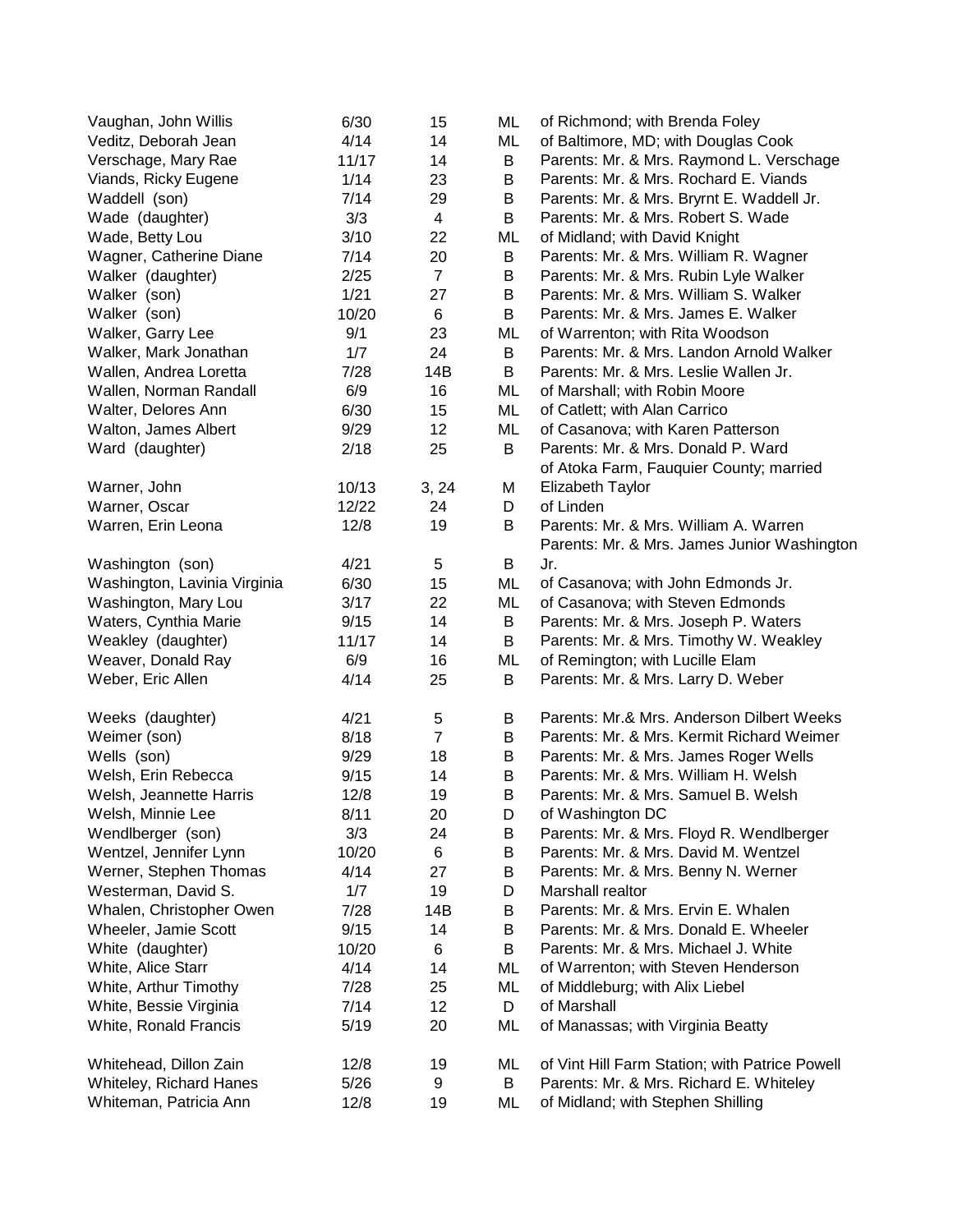| | | | | |
|---|---|---|---|---|
| Vaughan, John Willis | 6/30 | 15 | ML | of Richmond; with Brenda Foley |
| Veditz, Deborah Jean | 4/14 | 14 | ML | of Baltimore, MD; with Douglas Cook |
| Verschage, Mary Rae | 11/17 | 14 | B | Parents: Mr. & Mrs. Raymond L. Verschage |
| Viands, Ricky Eugene | 1/14 | 23 | B | Parents: Mr. & Mrs. Rochard E. Viands |
| Waddell (son) | 7/14 | 29 | B | Parents: Mr. & Mrs. Bryrnt E. Waddell Jr. |
| Wade (daughter) | 3/3 | 4 | B | Parents: Mr. & Mrs. Robert S. Wade |
| Wade, Betty Lou | 3/10 | 22 | ML | of Midland; with David Knight |
| Wagner, Catherine Diane | 7/14 | 20 | B | Parents: Mr. & Mrs. William R. Wagner |
| Walker (daughter) | 2/25 | 7 | B | Parents: Mr. & Mrs. Rubin Lyle Walker |
| Walker (son) | 1/21 | 27 | B | Parents: Mr. & Mrs. William S. Walker |
| Walker (son) | 10/20 | 6 | B | Parents: Mr. & Mrs. James E. Walker |
| Walker, Garry Lee | 9/1 | 23 | ML | of Warrenton; with Rita Woodson |
| Walker, Mark Jonathan | 1/7 | 24 | B | Parents: Mr. & Mrs. Landon Arnold Walker |
| Wallen, Andrea Loretta | 7/28 | 14B | B | Parents: Mr. & Mrs. Leslie Wallen Jr. |
| Wallen, Norman Randall | 6/9 | 16 | ML | of Marshall; with Robin Moore |
| Walter, Delores Ann | 6/30 | 15 | ML | of Catlett; with Alan Carrico |
| Walton, James Albert | 9/29 | 12 | ML | of Casanova; with Karen Patterson |
| Ward (daughter) | 2/18 | 25 | B | Parents: Mr. & Mrs. Donald P. Ward |
| Warner, John | 10/13 | 3, 24 | M | of Atoka Farm, Fauquier County; married Elizabeth Taylor |
| Warner, Oscar | 12/22 | 24 | D | of Linden |
| Warren, Erin Leona | 12/8 | 19 | B | Parents: Mr. & Mrs. William A. Warren |
| Washington (son) | 4/21 | 5 | B | Parents: Mr. & Mrs. James Junior Washington Jr. |
| Washington, Lavinia Virginia | 6/30 | 15 | ML | of Casanova; with John Edmonds Jr. |
| Washington, Mary Lou | 3/17 | 22 | ML | of Casanova; with Steven Edmonds |
| Waters, Cynthia Marie | 9/15 | 14 | B | Parents: Mr. & Mrs. Joseph P. Waters |
| Weakley (daughter) | 11/17 | 14 | B | Parents: Mr. & Mrs. Timothy W. Weakley |
| Weaver, Donald Ray | 6/9 | 16 | ML | of Remington; with Lucille Elam |
| Weber, Eric Allen | 4/14 | 25 | B | Parents: Mr. & Mrs. Larry D. Weber |
| Weeks (daughter) | 4/21 | 5 | B | Parents: Mr.& Mrs. Anderson Dilbert Weeks |
| Weimer (son) | 8/18 | 7 | B | Parents: Mr. & Mrs. Kermit Richard Weimer |
| Wells (son) | 9/29 | 18 | B | Parents: Mr. & Mrs. James Roger Wells |
| Welsh, Erin Rebecca | 9/15 | 14 | B | Parents: Mr. & Mrs. William H. Welsh |
| Welsh, Jeannette Harris | 12/8 | 19 | B | Parents: Mr. & Mrs. Samuel B. Welsh |
| Welsh, Minnie Lee | 8/11 | 20 | D | of Washington DC |
| Wendlberger (son) | 3/3 | 24 | B | Parents: Mr. & Mrs. Floyd R. Wendlberger |
| Wentzel, Jennifer Lynn | 10/20 | 6 | B | Parents: Mr. & Mrs. David M. Wentzel |
| Werner, Stephen Thomas | 4/14 | 27 | B | Parents: Mr. & Mrs. Benny N. Werner |
| Westerman, David S. | 1/7 | 19 | D | Marshall realtor |
| Whalen, Christopher Owen | 7/28 | 14B | B | Parents: Mr. & Mrs. Ervin E. Whalen |
| Wheeler, Jamie Scott | 9/15 | 14 | B | Parents: Mr. & Mrs. Donald E. Wheeler |
| White (daughter) | 10/20 | 6 | B | Parents: Mr. & Mrs. Michael J. White |
| White, Alice Starr | 4/14 | 14 | ML | of Warrenton; with Steven Henderson |
| White, Arthur Timothy | 7/28 | 25 | ML | of Middleburg; with Alix Liebel |
| White, Bessie Virginia | 7/14 | 12 | D | of Marshall |
| White, Ronald Francis | 5/19 | 20 | ML | of Manassas; with Virginia Beatty |
| Whitehead, Dillon Zain | 12/8 | 19 | ML | of Vint Hill Farm Station; with Patrice Powell |
| Whiteley, Richard Hanes | 5/26 | 9 | B | Parents: Mr. & Mrs. Richard E. Whiteley |
| Whiteman, Patricia Ann | 12/8 | 19 | ML | of Midland; with Stephen Shilling |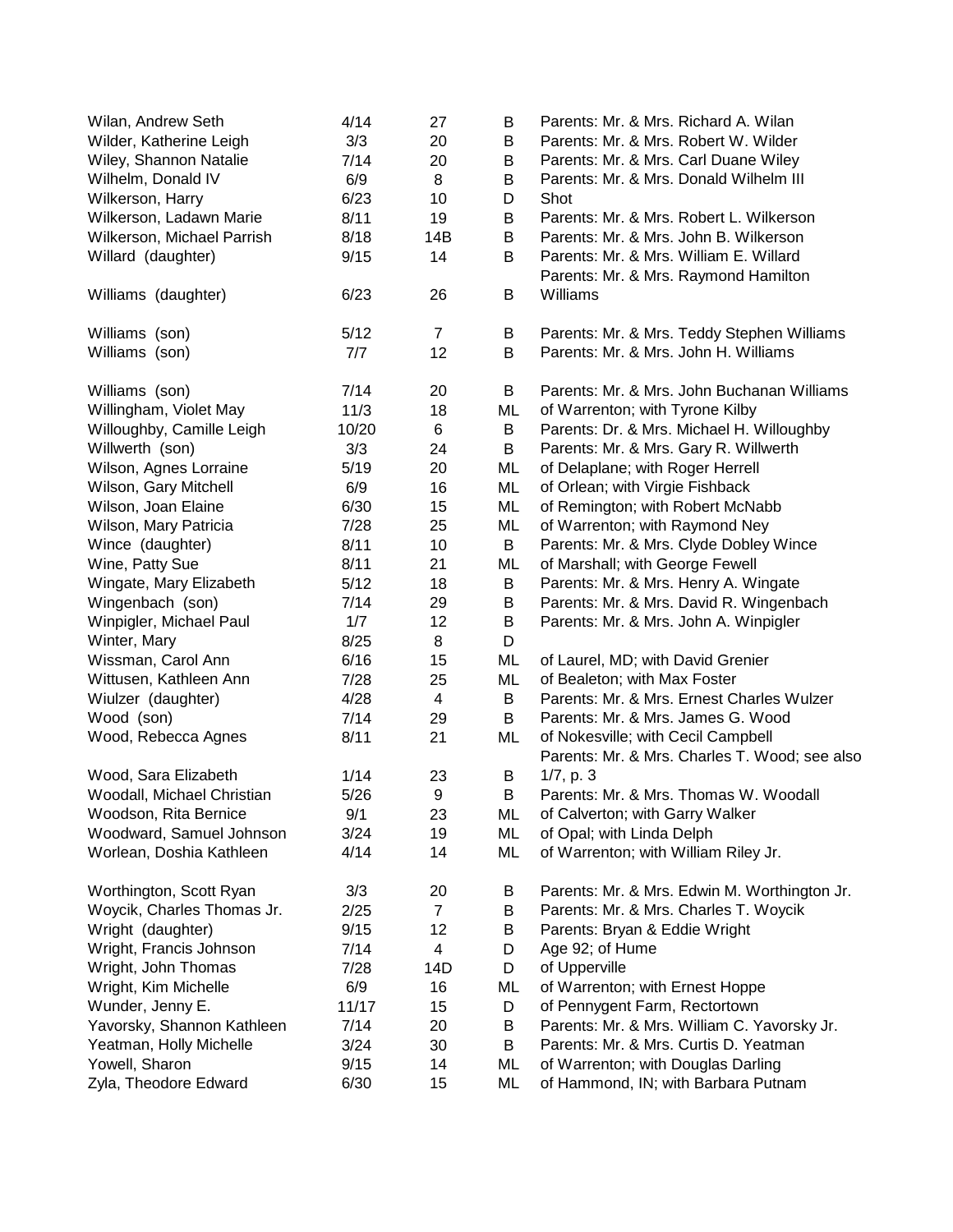| | | | | |
|---|---|---|---|---|
| Wilan, Andrew Seth | 4/14 | 27 | B | Parents: Mr. & Mrs. Richard A. Wilan |
| Wilder, Katherine Leigh | 3/3 | 20 | B | Parents: Mr. & Mrs. Robert W. Wilder |
| Wiley, Shannon Natalie | 7/14 | 20 | B | Parents: Mr. & Mrs. Carl Duane Wiley |
| Wilhelm, Donald IV | 6/9 | 8 | B | Parents: Mr. & Mrs. Donald Wilhelm III |
| Wilkerson, Harry | 6/23 | 10 | D | Shot |
| Wilkerson, Ladawn Marie | 8/11 | 19 | B | Parents: Mr. & Mrs. Robert L. Wilkerson |
| Wilkerson, Michael Parrish | 8/18 | 14B | B | Parents: Mr. & Mrs. John B. Wilkerson |
| Willard (daughter) | 9/15 | 14 | B | Parents: Mr. & Mrs. William E. Willard |
| Williams (daughter) | 6/23 | 26 | B | Parents: Mr. & Mrs. Raymond Hamilton Williams |
| Williams (son) | 5/12 | 7 | B | Parents: Mr. & Mrs. Teddy Stephen Williams |
| Williams (son) | 7/7 | 12 | B | Parents: Mr. & Mrs. John H. Williams |
| Williams (son) | 7/14 | 20 | B | Parents: Mr. & Mrs. John Buchanan Williams |
| Willingham, Violet May | 11/3 | 18 | ML | of Warrenton; with Tyrone Kilby |
| Willoughby, Camille Leigh | 10/20 | 6 | B | Parents: Dr. & Mrs. Michael H. Willoughby |
| Willwerth (son) | 3/3 | 24 | B | Parents: Mr. & Mrs. Gary R. Willwerth |
| Wilson, Agnes Lorraine | 5/19 | 20 | ML | of Delaplane; with Roger Herrell |
| Wilson, Gary Mitchell | 6/9 | 16 | ML | of Orlean; with Virgie Fishback |
| Wilson, Joan Elaine | 6/30 | 15 | ML | of Remington; with Robert McNabb |
| Wilson, Mary Patricia | 7/28 | 25 | ML | of Warrenton; with Raymond Ney |
| Wince (daughter) | 8/11 | 10 | B | Parents: Mr. & Mrs. Clyde Dobley Wince |
| Wine, Patty Sue | 8/11 | 21 | ML | of Marshall; with George Fewell |
| Wingate, Mary Elizabeth | 5/12 | 18 | B | Parents: Mr. & Mrs. Henry A. Wingate |
| Wingenbach (son) | 7/14 | 29 | B | Parents: Mr. & Mrs. David R. Wingenbach |
| Winpigler, Michael Paul | 1/7 | 12 | B | Parents: Mr. & Mrs. John A. Winpigler |
| Winter, Mary | 8/25 | 8 | D | |
| Wissman, Carol Ann | 6/16 | 15 | ML | of Laurel, MD; with David Grenier |
| Wittusen, Kathleen Ann | 7/28 | 25 | ML | of Bealeton; with Max Foster |
| Wiulzer (daughter) | 4/28 | 4 | B | Parents: Mr. & Mrs. Ernest Charles Wulzer |
| Wood (son) | 7/14 | 29 | B | Parents: Mr. & Mrs. James G. Wood |
| Wood, Rebecca Agnes | 8/11 | 21 | ML | of Nokesville; with Cecil Campbell |
| Wood, Sara Elizabeth | 1/14 | 23 | B | Parents: Mr. & Mrs. Charles T. Wood; see also 1/7, p. 3 |
| Woodall, Michael Christian | 5/26 | 9 | B | Parents: Mr. & Mrs. Thomas W. Woodall |
| Woodson, Rita Bernice | 9/1 | 23 | ML | of Calverton; with Garry Walker |
| Woodward, Samuel Johnson | 3/24 | 19 | ML | of Opal; with Linda Delph |
| Worlean, Doshia Kathleen | 4/14 | 14 | ML | of Warrenton; with William Riley Jr. |
| Worthington, Scott Ryan | 3/3 | 20 | B | Parents: Mr. & Mrs. Edwin M. Worthington Jr. |
| Woycik, Charles Thomas Jr. | 2/25 | 7 | B | Parents: Mr. & Mrs. Charles T. Woycik |
| Wright (daughter) | 9/15 | 12 | B | Parents: Bryan & Eddie Wright |
| Wright, Francis Johnson | 7/14 | 4 | D | Age 92; of Hume |
| Wright, John Thomas | 7/28 | 14D | D | of Upperville |
| Wright, Kim Michelle | 6/9 | 16 | ML | of Warrenton; with Ernest Hoppe |
| Wunder, Jenny E. | 11/17 | 15 | D | of Pennygent Farm, Rectortown |
| Yavorsky, Shannon Kathleen | 7/14 | 20 | B | Parents: Mr. & Mrs. William C. Yavorsky Jr. |
| Yeatman, Holly Michelle | 3/24 | 30 | B | Parents: Mr. & Mrs. Curtis D. Yeatman |
| Yowell, Sharon | 9/15 | 14 | ML | of Warrenton; with Douglas Darling |
| Zyla, Theodore Edward | 6/30 | 15 | ML | of Hammond, IN; with Barbara Putnam |